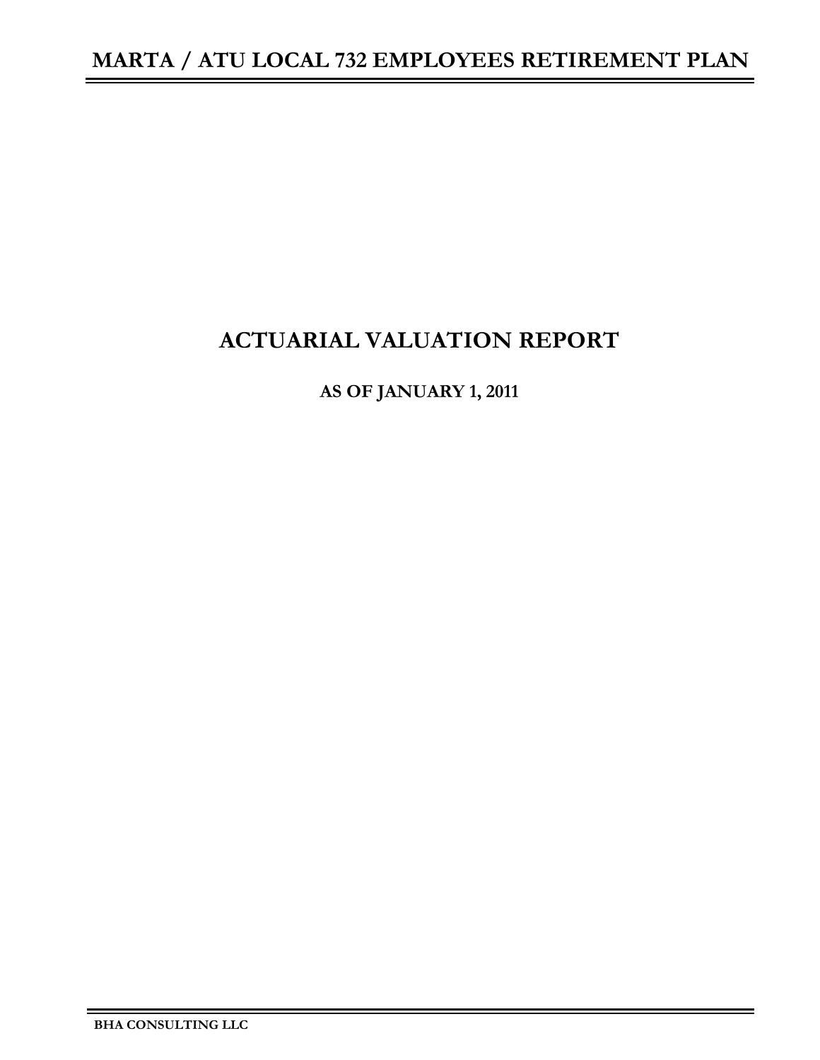# MARTA / ATU LOCAL 732 EMPLOYEES RETIREMENT PLAN

## ACTUARIAL VALUATION REPORT

### AS OF JANUARY 1, 2011

**BHA CONSULTING LLC**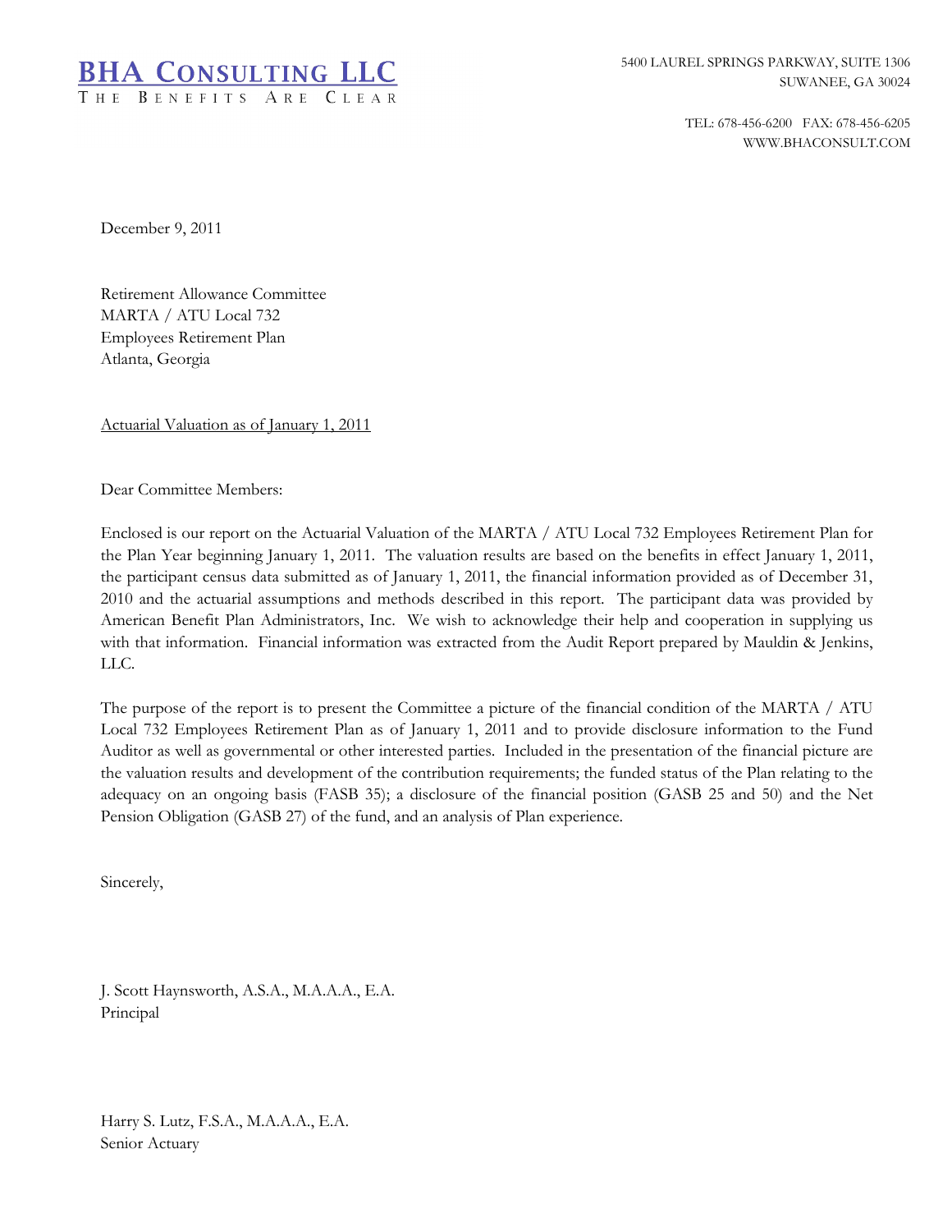**BHA CONSULTING LLC**
THE BENEFITS ARE CLEAR

5400 LAUREL SPRINGS PARKWAY, SUITE 1306
SUWANEE, GA 30024

TEL: 678-456-6200 FAX: 678-456-6205
WWW.BHACONSULT.COM

December 9, 2011

Retirement Allowance Committee
MARTA / ATU Local 732
Employees Retirement Plan
Atlanta, Georgia

Actuarial Valuation as of January 1, 2011

Dear Committee Members:

Enclosed is our report on the Actuarial Valuation of the MARTA / ATU Local 732 Employees Retirement Plan for the Plan Year beginning January 1, 2011. The valuation results are based on the benefits in effect January 1, 2011, the participant census data submitted as of January 1, 2011, the financial information provided as of December 31, 2010 and the actuarial assumptions and methods described in this report. The participant data was provided by American Benefit Plan Administrators, Inc. We wish to acknowledge their help and cooperation in supplying us with that information. Financial information was extracted from the Audit Report prepared by Mauldin & Jenkins, LLC.

The purpose of the report is to present the Committee a picture of the financial condition of the MARTA / ATU Local 732 Employees Retirement Plan as of January 1, 2011 and to provide disclosure information to the Fund Auditor as well as governmental or other interested parties. Included in the presentation of the financial picture are the valuation results and development of the contribution requirements; the funded status of the Plan relating to the adequacy on an ongoing basis (FASB 35); a disclosure of the financial position (GASB 25 and 50) and the Net Pension Obligation (GASB 27) of the fund, and an analysis of Plan experience.

Sincerely,

J. Scott Haynsworth, A.S.A., M.A.A.A., E.A.
Principal

Harry S. Lutz, F.S.A., M.A.A.A., E.A.
Senior Actuary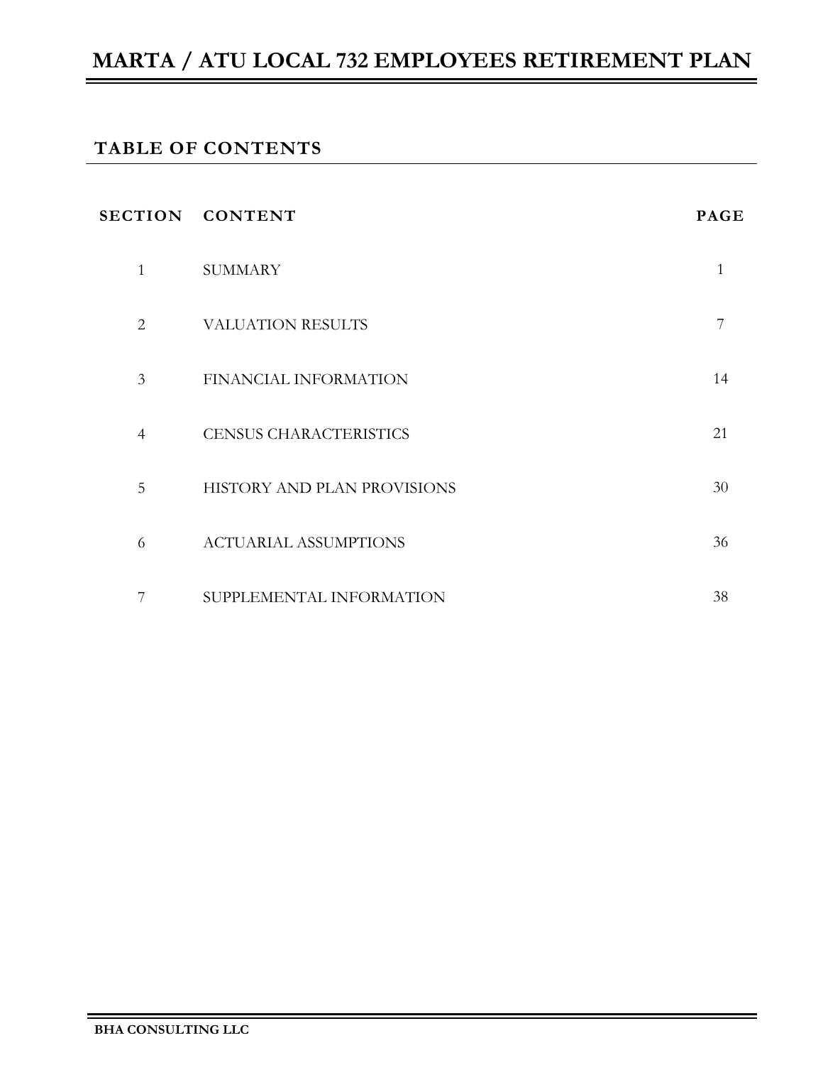# MARTA / ATU LOCAL 732 EMPLOYEES RETIREMENT PLAN

## TABLE OF CONTENTS

| SECTION | CONTENT | PAGE |
|---|---|---|
| 1 | SUMMARY | 1 |
| 2 | VALUATION RESULTS | 7 |
| 3 | FINANCIAL INFORMATION | 14 |
| 4 | CENSUS CHARACTERISTICS | 21 |
| 5 | HISTORY AND PLAN PROVISIONS | 30 |
| 6 | ACTUARIAL ASSUMPTIONS | 36 |
| 7 | SUPPLEMENTAL INFORMATION | 38 |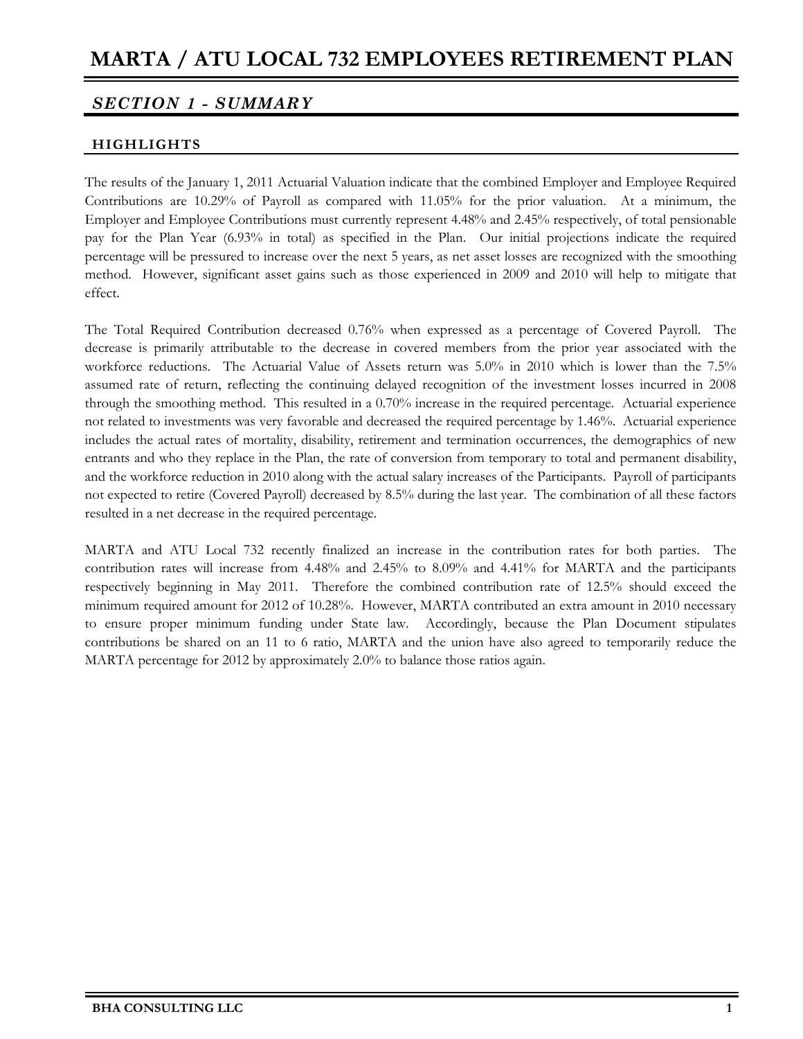# MARTA / ATU LOCAL 732 EMPLOYEES RETIREMENT PLAN

## *SECTION 1 - SUMMARY*

### HIGHLIGHTS

The results of the January 1, 2011 Actuarial Valuation indicate that the combined Employer and Employee Required Contributions are 10.29% of Payroll as compared with 11.05% for the prior valuation. At a minimum, the Employer and Employee Contributions must currently represent 4.48% and 2.45% respectively, of total pensionable pay for the Plan Year (6.93% in total) as specified in the Plan. Our initial projections indicate the required percentage will be pressured to increase over the next 5 years, as net asset losses are recognized with the smoothing method. However, significant asset gains such as those experienced in 2009 and 2010 will help to mitigate that effect.

The Total Required Contribution decreased 0.76% when expressed as a percentage of Covered Payroll. The decrease is primarily attributable to the decrease in covered members from the prior year associated with the workforce reductions. The Actuarial Value of Assets return was 5.0% in 2010 which is lower than the 7.5% assumed rate of return, reflecting the continuing delayed recognition of the investment losses incurred in 2008 through the smoothing method. This resulted in a 0.70% increase in the required percentage. Actuarial experience not related to investments was very favorable and decreased the required percentage by 1.46%. Actuarial experience includes the actual rates of mortality, disability, retirement and termination occurrences, the demographics of new entrants and who they replace in the Plan, the rate of conversion from temporary to total and permanent disability, and the workforce reduction in 2010 along with the actual salary increases of the Participants. Payroll of participants not expected to retire (Covered Payroll) decreased by 8.5% during the last year. The combination of all these factors resulted in a net decrease in the required percentage.

MARTA and ATU Local 732 recently finalized an increase in the contribution rates for both parties. The contribution rates will increase from 4.48% and 2.45% to 8.09% and 4.41% for MARTA and the participants respectively beginning in May 2011. Therefore the combined contribution rate of 12.5% should exceed the minimum required amount for 2012 of 10.28%. However, MARTA contributed an extra amount in 2010 necessary to ensure proper minimum funding under State law. Accordingly, because the Plan Document stipulates contributions be shared on an 11 to 6 ratio, MARTA and the union have also agreed to temporarily reduce the MARTA percentage for 2012 by approximately 2.0% to balance those ratios again.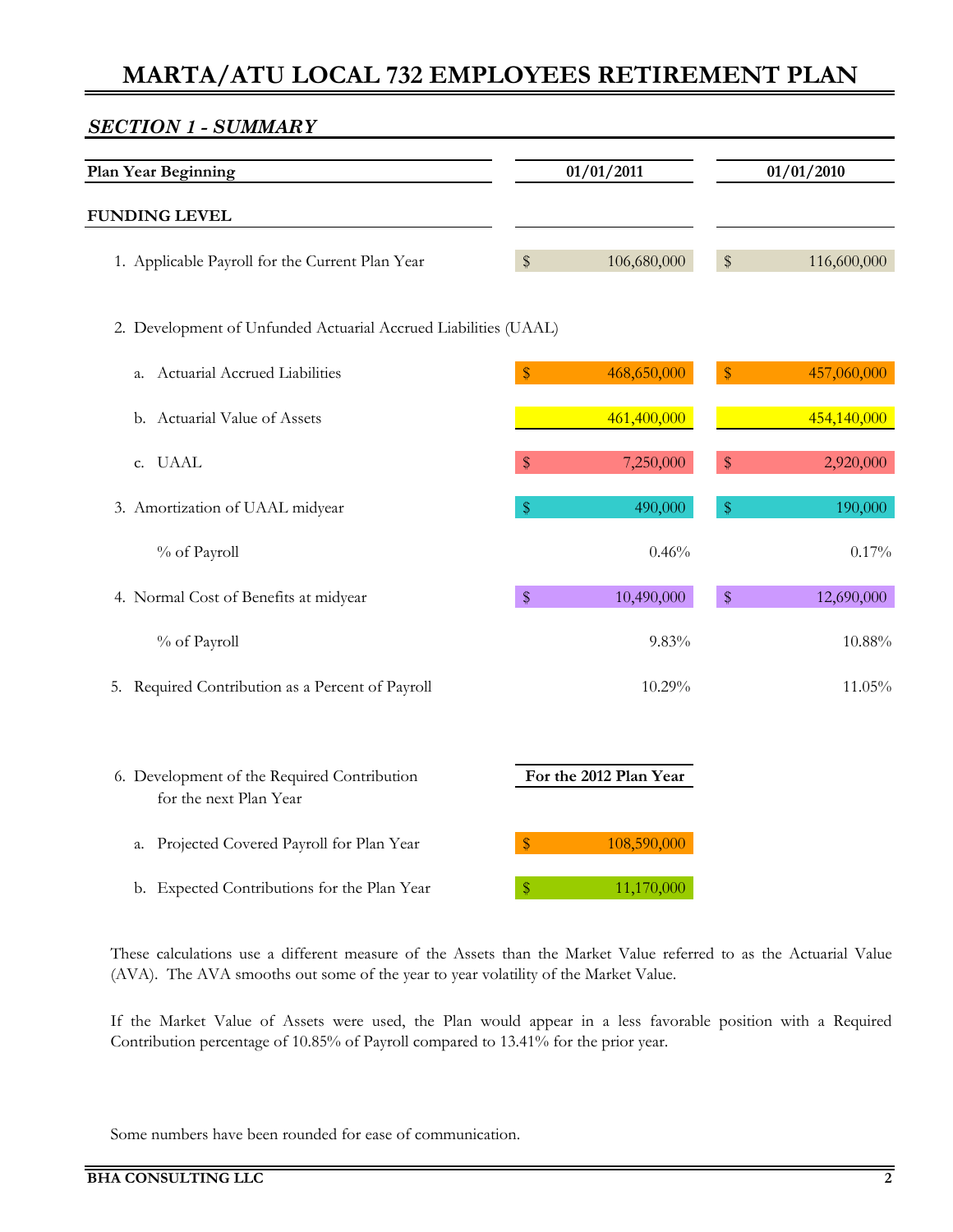# MARTA/ATU LOCAL 732 EMPLOYEES RETIREMENT PLAN

## *SECTION 1 - SUMMARY*

| Plan Year Beginning | 01/01/2011 | 01/01/2010 |
|---|---|---|
| **FUNDING LEVEL** | | |
| 1. Applicable Payroll for the Current Plan Year | $ 106,680,000 | $ 116,600,000 |
| 2. Development of Unfunded Actuarial Accrued Liabilities (UAAL) | | |
| a. Actuarial Accrued Liabilities | $ 468,650,000 | $ 457,060,000 |
| b. Actuarial Value of Assets | 461,400,000 | 454,140,000 |
| c. UAAL | $ 7,250,000 | $ 2,920,000 |
| 3. Amortization of UAAL midyear | $ 490,000 | $ 190,000 |
| % of Payroll | 0.46% | 0.17% |
| 4. Normal Cost of Benefits at midyear | $ 10,490,000 | $ 12,690,000 |
| % of Payroll | 9.83% | 10.88% |
| 5. Required Contribution as a Percent of Payroll | 10.29% | 11.05% |

| 6. Development of the Required Contribution for the next Plan Year | For the 2012 Plan Year |
|---|---|
| a. Projected Covered Payroll for Plan Year | $ 108,590,000 |
| b. Expected Contributions for the Plan Year | $ 11,170,000 |

These calculations use a different measure of the Assets than the Market Value referred to as the Actuarial Value (AVA). The AVA smooths out some of the year to year volatility of the Market Value.

If the Market Value of Assets were used, the Plan would appear in a less favorable position with a Required Contribution percentage of 10.85% of Payroll compared to 13.41% for the prior year.

Some numbers have been rounded for ease of communication.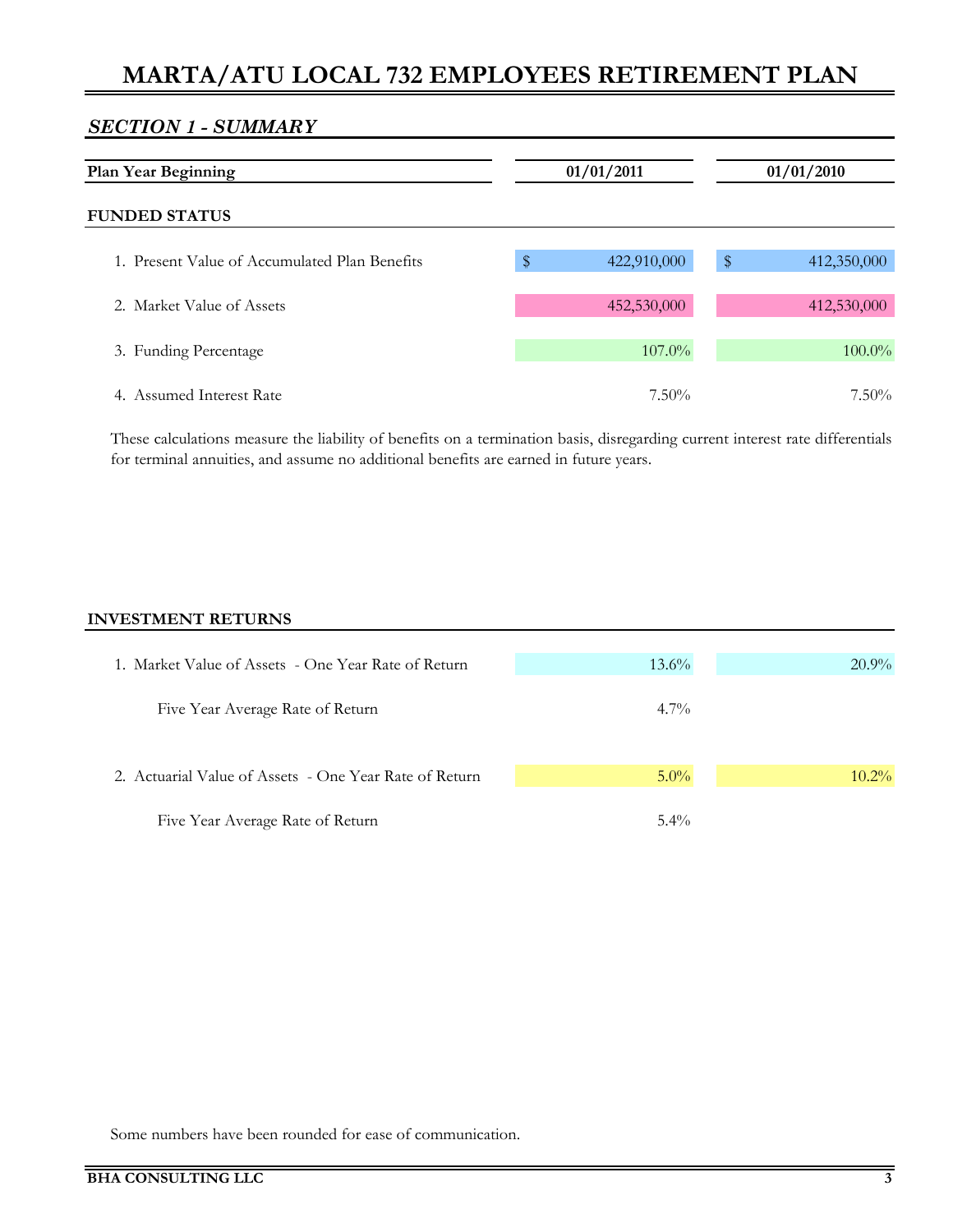# MARTA/ATU LOCAL 732 EMPLOYEES RETIREMENT PLAN

## *SECTION 1 - SUMMARY*

| Plan Year Beginning | 01/01/2011 | 01/01/2010 |
|---|---|---|
| **FUNDED STATUS** | | |
| 1. Present Value of Accumulated Plan Benefits | $ 422,910,000 | $ 412,350,000 |
| 2. Market Value of Assets | 452,530,000 | 412,530,000 |
| 3. Funding Percentage | 107.0% | 100.0% |
| 4. Assumed Interest Rate | 7.50% | 7.50% |

These calculations measure the liability of benefits on a termination basis, disregarding current interest rate differentials for terminal annuities, and assume no additional benefits are earned in future years.

| **INVESTMENT RETURNS** | 01/01/2011 | 01/01/2010 |
|---|---|---|
| 1. Market Value of Assets - One Year Rate of Return | 13.6% | 20.9% |
| Five Year Average Rate of Return | 4.7% | |
| 2. Actuarial Value of Assets - One Year Rate of Return | 5.0% | 10.2% |
| Five Year Average Rate of Return | 5.4% | |

Some numbers have been rounded for ease of communication.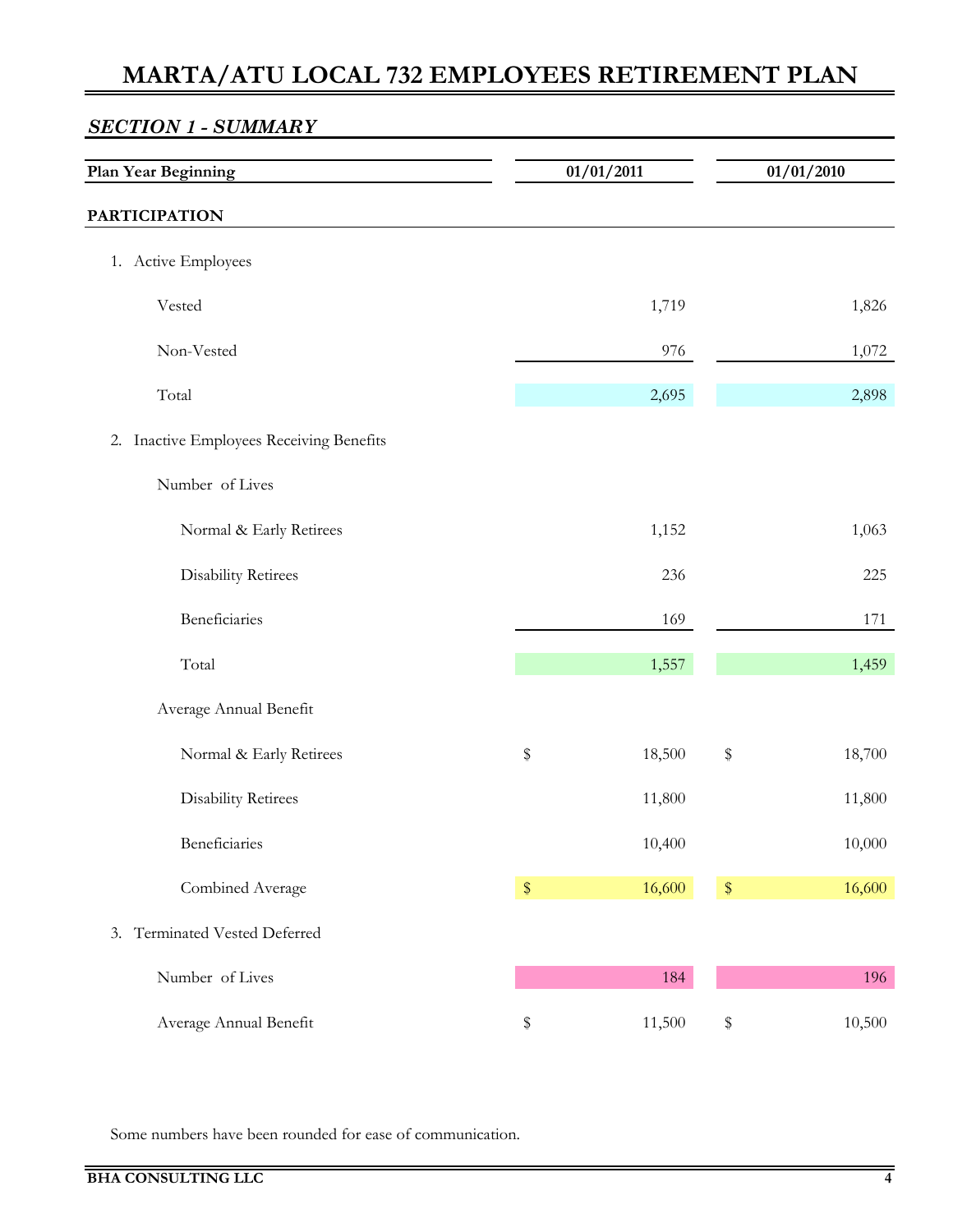# MARTA/ATU LOCAL 732 EMPLOYEES RETIREMENT PLAN

## *SECTION 1 - SUMMARY*

| **Plan Year Beginning** | **01/01/2011** | **01/01/2010** |
|---|---|---|
| **PARTICIPATION** | | |
| 1. Active Employees | | |
| Vested | 1,719 | 1,826 |
| Non-Vested | 976 | 1,072 |
| Total | 2,695 | 2,898 |
| 2. Inactive Employees Receiving Benefits | | |
| Number of Lives | | |
| Normal & Early Retirees | 1,152 | 1,063 |
| Disability Retirees | 236 | 225 |
| Beneficiaries | 169 | 171 |
| Total | 1,557 | 1,459 |
| Average Annual Benefit | | |
| Normal & Early Retirees | $ 18,500 | $ 18,700 |
| Disability Retirees | 11,800 | 11,800 |
| Beneficiaries | 10,400 | 10,000 |
| Combined Average | $ 16,600 | $ 16,600 |
| 3. Terminated Vested Deferred | | |
| Number of Lives | 184 | 196 |
| Average Annual Benefit | $ 11,500 | $ 10,500 |

Some numbers have been rounded for ease of communication.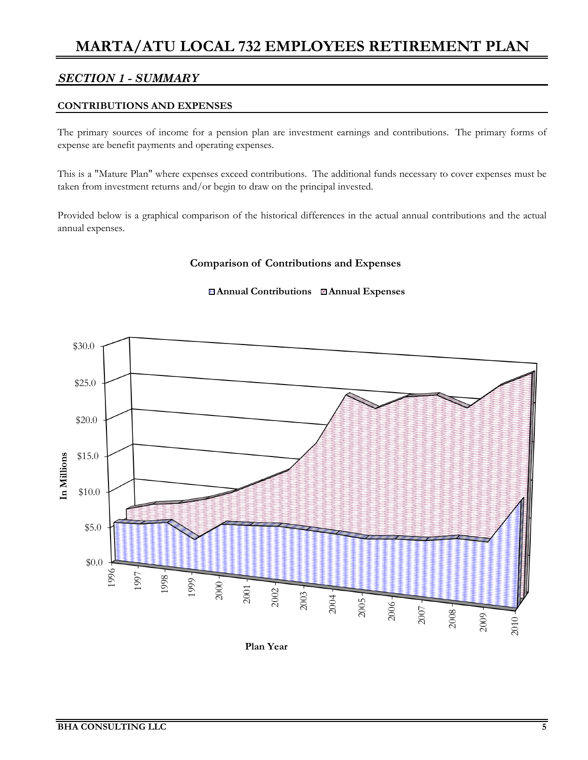# MARTA/ATU LOCAL 732 EMPLOYEES RETIREMENT PLAN

## *SECTION 1 - SUMMARY*

### CONTRIBUTIONS AND EXPENSES

The primary sources of income for a pension plan are investment earnings and contributions. The primary forms of expense are benefit payments and operating expenses.

This is a "Mature Plan" where expenses exceed contributions. The additional funds necessary to cover expenses must be taken from investment returns and/or begin to draw on the principal invested.

Provided below is a graphical comparison of the historical differences in the actual annual contributions and the actual annual expenses.

**Comparison of Contributions and Expenses**

**Annual Contributions** **Annual Expenses**

In Millions: $0.0, $5.0, $10.0, $15.0, $20.0, $25.0, $30.0

Plan Year: 1996, 1997, 1998, 1999, 2000, 2001, 2002, 2003, 2004, 2005, 2006, 2007, 2008, 2009, 2010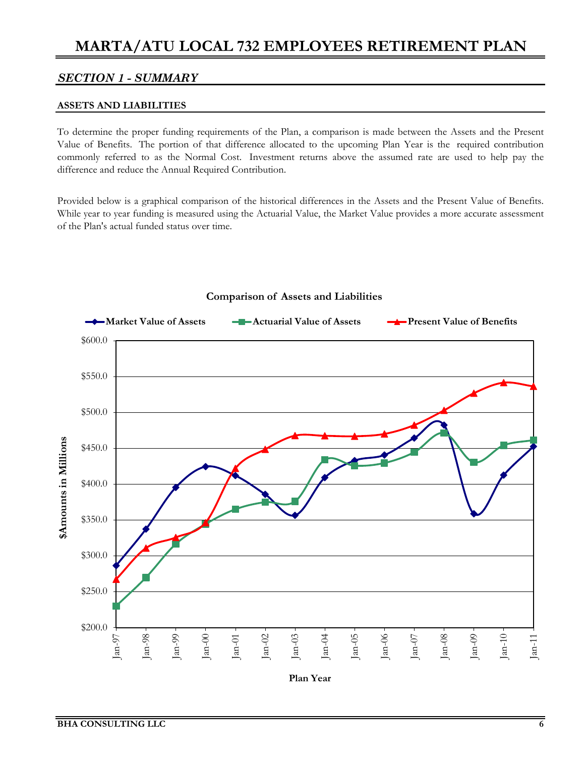# MARTA/ATU LOCAL 732 EMPLOYEES RETIREMENT PLAN

## *SECTION 1 - SUMMARY*

### ASSETS AND LIABILITIES

To determine the proper funding requirements of the Plan, a comparison is made between the Assets and the Present Value of Benefits. The portion of that difference allocated to the upcoming Plan Year is the required contribution commonly referred to as the Normal Cost. Investment returns above the assumed rate are used to help pay the difference and reduce the Annual Required Contribution.

Provided below is a graphical comparison of the historical differences in the Assets and the Present Value of Benefits. While year to year funding is measured using the Actuarial Value, the Market Value provides a more accurate assessment of the Plan's actual funded status over time.

**Comparison of Assets and Liabilities**

Market Value of Assets | Actuarial Value of Assets | Present Value of Benefits

$Amounts in Millions

Plan Year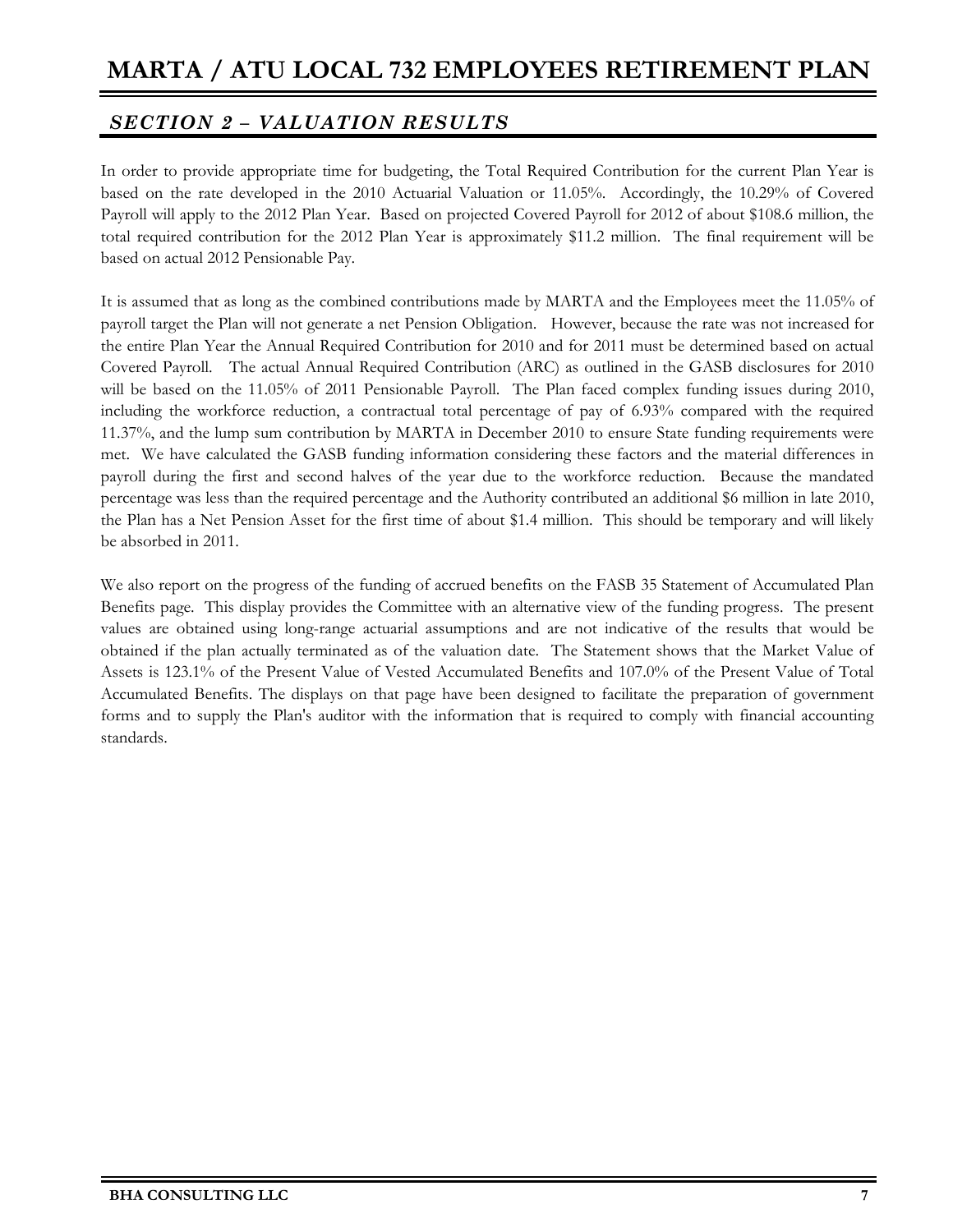## *SECTION 2 – VALUATION RESULTS*

In order to provide appropriate time for budgeting, the Total Required Contribution for the current Plan Year is based on the rate developed in the 2010 Actuarial Valuation or 11.05%. Accordingly, the 10.29% of Covered Payroll will apply to the 2012 Plan Year. Based on projected Covered Payroll for 2012 of about $108.6 million, the total required contribution for the 2012 Plan Year is approximately $11.2 million. The final requirement will be based on actual 2012 Pensionable Pay.

It is assumed that as long as the combined contributions made by MARTA and the Employees meet the 11.05% of payroll target the Plan will not generate a net Pension Obligation. However, because the rate was not increased for the entire Plan Year the Annual Required Contribution for 2010 and for 2011 must be determined based on actual Covered Payroll. The actual Annual Required Contribution (ARC) as outlined in the GASB disclosures for 2010 will be based on the 11.05% of 2011 Pensionable Payroll. The Plan faced complex funding issues during 2010, including the workforce reduction, a contractual total percentage of pay of 6.93% compared with the required 11.37%, and the lump sum contribution by MARTA in December 2010 to ensure State funding requirements were met. We have calculated the GASB funding information considering these factors and the material differences in payroll during the first and second halves of the year due to the workforce reduction. Because the mandated percentage was less than the required percentage and the Authority contributed an additional $6 million in late 2010, the Plan has a Net Pension Asset for the first time of about $1.4 million. This should be temporary and will likely be absorbed in 2011.

We also report on the progress of the funding of accrued benefits on the FASB 35 Statement of Accumulated Plan Benefits page. This display provides the Committee with an alternative view of the funding progress. The present values are obtained using long-range actuarial assumptions and are not indicative of the results that would be obtained if the plan actually terminated as of the valuation date. The Statement shows that the Market Value of Assets is 123.1% of the Present Value of Vested Accumulated Benefits and 107.0% of the Present Value of Total Accumulated Benefits. The displays on that page have been designed to facilitate the preparation of government forms and to supply the Plan's auditor with the information that is required to comply with financial accounting standards.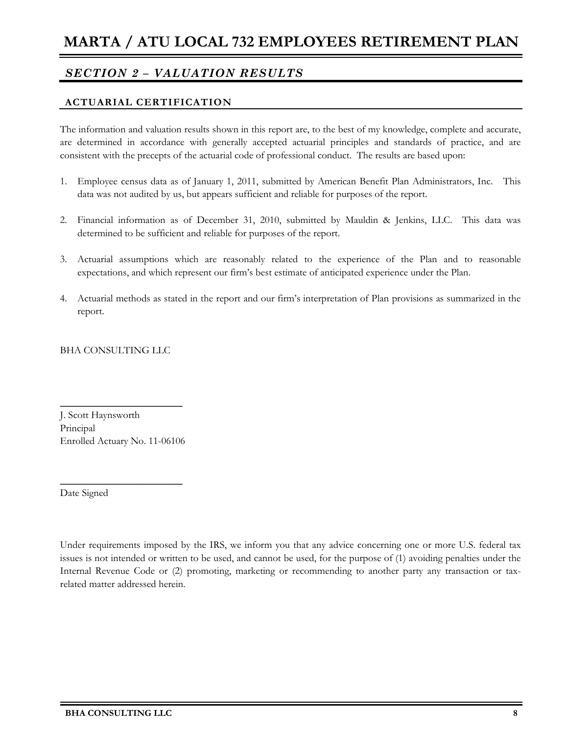## *SECTION 2 – VALUATION RESULTS*

### ACTUARIAL CERTIFICATION

The information and valuation results shown in this report are, to the best of my knowledge, complete and accurate, are determined in accordance with generally accepted actuarial principles and standards of practice, and are consistent with the precepts of the actuarial code of professional conduct. The results are based upon:

1. Employee census data as of January 1, 2011, submitted by American Benefit Plan Administrators, Inc. This data was not audited by us, but appears sufficient and reliable for purposes of the report.

2. Financial information as of December 31, 2010, submitted by Mauldin & Jenkins, LLC. This data was determined to be sufficient and reliable for purposes of the report.

3. Actuarial assumptions which are reasonably related to the experience of the Plan and to reasonable expectations, and which represent our firm's best estimate of anticipated experience under the Plan.

4. Actuarial methods as stated in the report and our firm's interpretation of Plan provisions as summarized in the report.

BHA CONSULTING LLC

\_\_\_\_\_\_\_\_\_\_\_\_\_\_\_\_\_\_\_\_\_\_\_\_\_

J. Scott Haynsworth
Principal
Enrolled Actuary No. 11-06106

\_\_\_\_\_\_\_\_\_\_\_\_\_\_\_\_\_\_\_\_\_\_\_\_\_

Date Signed

Under requirements imposed by the IRS, we inform you that any advice concerning one or more U.S. federal tax issues is not intended or written to be used, and cannot be used, for the purpose of (1) avoiding penalties under the Internal Revenue Code or (2) promoting, marketing or recommending to another party any transaction or tax-related matter addressed herein.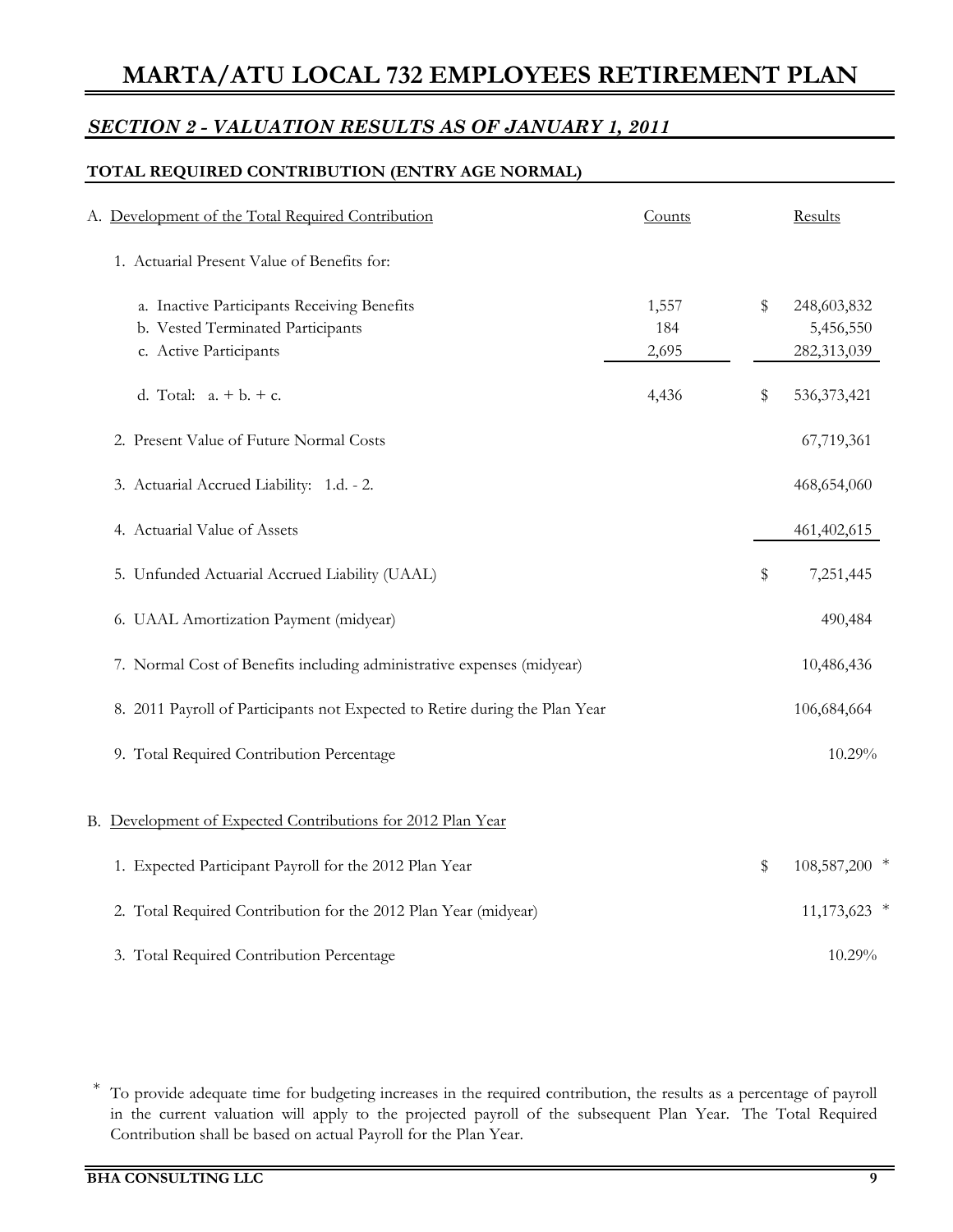# MARTA/ATU LOCAL 732 EMPLOYEES RETIREMENT PLAN

## *SECTION 2 - VALUATION RESULTS AS OF JANUARY 1, 2011*

### TOTAL REQUIRED CONTRIBUTION (ENTRY AGE NORMAL)

| A. Development of the Total Required Contribution | Counts | Results |
|---|---|---|
| 1. Actuarial Present Value of Benefits for: | | |
| a. Inactive Participants Receiving Benefits | 1,557 | $ 248,603,832 |
| b. Vested Terminated Participants | 184 | 5,456,550 |
| c. Active Participants | 2,695 | 282,313,039 |
| d. Total: a. + b. + c. | 4,436 | $ 536,373,421 |
| 2. Present Value of Future Normal Costs | | 67,719,361 |
| 3. Actuarial Accrued Liability: 1.d. - 2. | | 468,654,060 |
| 4. Actuarial Value of Assets | | 461,402,615 |
| 5. Unfunded Actuarial Accrued Liability (UAAL) | | $ 7,251,445 |
| 6. UAAL Amortization Payment (midyear) | | 490,484 |
| 7. Normal Cost of Benefits including administrative expenses (midyear) | | 10,486,436 |
| 8. 2011 Payroll of Participants not Expected to Retire during the Plan Year | | 106,684,664 |
| 9. Total Required Contribution Percentage | | 10.29% |

| B. Development of Expected Contributions for 2012 Plan Year | |
|---|---|
| 1. Expected Participant Payroll for the 2012 Plan Year | $ 108,587,200 * |
| 2. Total Required Contribution for the 2012 Plan Year (midyear) | 11,173,623 * |
| 3. Total Required Contribution Percentage | 10.29% |

\* To provide adequate time for budgeting increases in the required contribution, the results as a percentage of payroll in the current valuation will apply to the projected payroll of the subsequent Plan Year. The Total Required Contribution shall be based on actual Payroll for the Plan Year.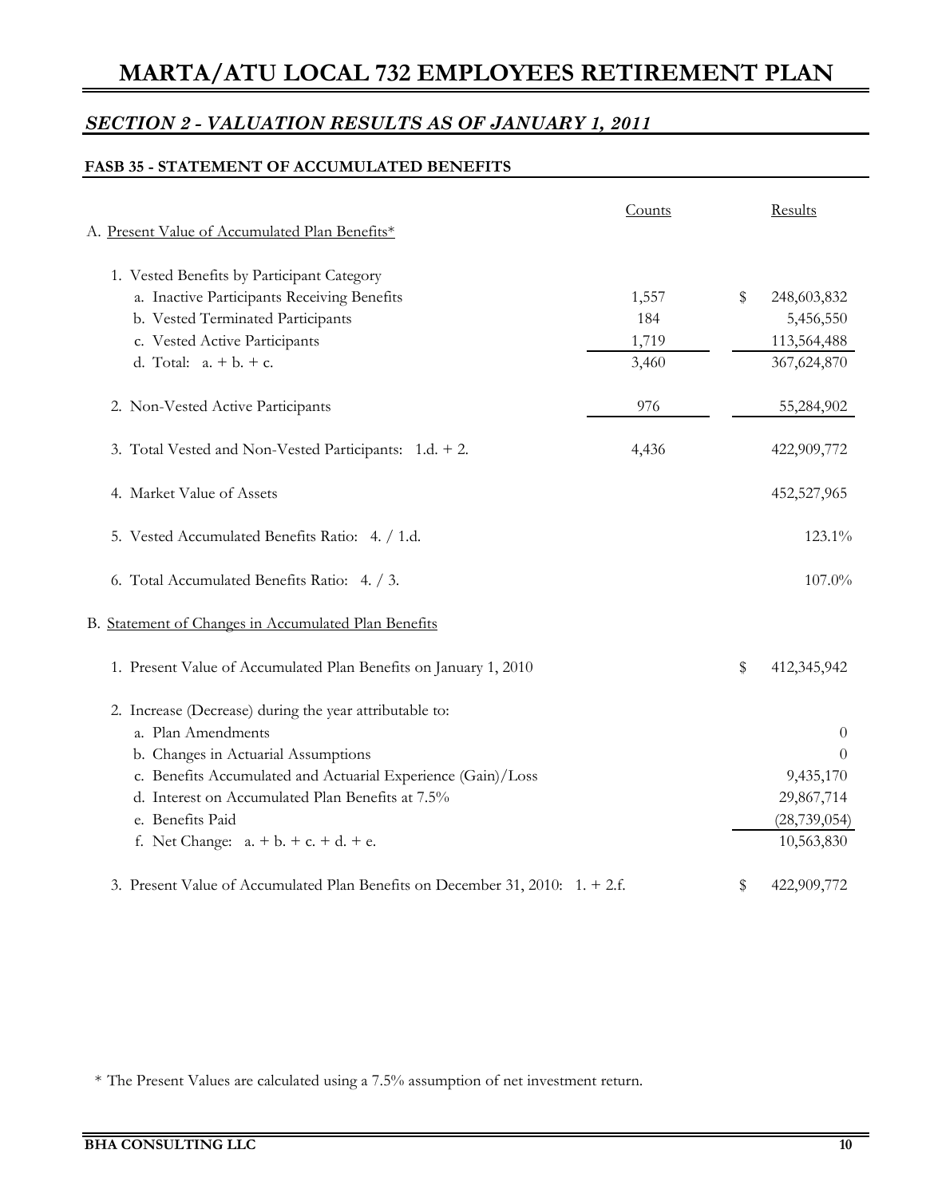# MARTA/ATU LOCAL 732 EMPLOYEES RETIREMENT PLAN

## *SECTION 2 - VALUATION RESULTS AS OF JANUARY 1, 2011*

### FASB 35 - STATEMENT OF ACCUMULATED BENEFITS

| | Counts | Results |
|---|---|---|
| A. Present Value of Accumulated Plan Benefits* | | |
| 1. Vested Benefits by Participant Category | | |
| a. Inactive Participants Receiving Benefits | 1,557 | $ 248,603,832 |
| b. Vested Terminated Participants | 184 | 5,456,550 |
| c. Vested Active Participants | 1,719 | 113,564,488 |
| d. Total: a. + b. + c. | 3,460 | 367,624,870 |
| 2. Non-Vested Active Participants | 976 | 55,284,902 |
| 3. Total Vested and Non-Vested Participants: 1.d. + 2. | 4,436 | 422,909,772 |
| 4. Market Value of Assets | | 452,527,965 |
| 5. Vested Accumulated Benefits Ratio: 4. / 1.d. | | 123.1% |
| 6. Total Accumulated Benefits Ratio: 4. / 3. | | 107.0% |
| B. Statement of Changes in Accumulated Plan Benefits | | |
| 1. Present Value of Accumulated Plan Benefits on January 1, 2010 | | $ 412,345,942 |
| 2. Increase (Decrease) during the year attributable to: | | |
| a. Plan Amendments | | 0 |
| b. Changes in Actuarial Assumptions | | 0 |
| c. Benefits Accumulated and Actuarial Experience (Gain)/Loss | | 9,435,170 |
| d. Interest on Accumulated Plan Benefits at 7.5% | | 29,867,714 |
| e. Benefits Paid | | (28,739,054) |
| f. Net Change: a. + b. + c. + d. + e. | | 10,563,830 |
| 3. Present Value of Accumulated Plan Benefits on December 31, 2010: 1. + 2.f. | | $ 422,909,772 |

\* The Present Values are calculated using a 7.5% assumption of net investment return.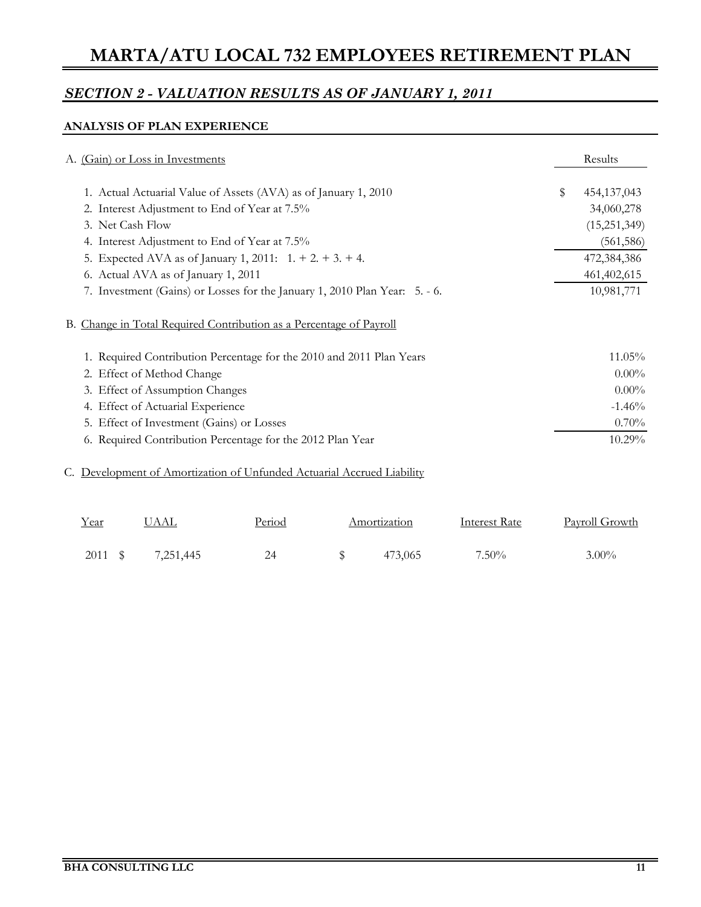# MARTA/ATU LOCAL 732 EMPLOYEES RETIREMENT PLAN

## *SECTION 2 - VALUATION RESULTS AS OF JANUARY 1, 2011*

### ANALYSIS OF PLAN EXPERIENCE

| A. (Gain) or Loss in Investments | Results |
|---|---|
| 1. Actual Actuarial Value of Assets (AVA) as of January 1, 2010 | $ 454,137,043 |
| 2. Interest Adjustment to End of Year at 7.5% | 34,060,278 |
| 3. Net Cash Flow | (15,251,349) |
| 4. Interest Adjustment to End of Year at 7.5% | (561,586) |
| 5. Expected AVA as of January 1, 2011: 1. + 2. + 3. + 4. | 472,384,386 |
| 6. Actual AVA as of January 1, 2011 | 461,402,615 |
| 7. Investment (Gains) or Losses for the January 1, 2010 Plan Year: 5. - 6. | 10,981,771 |

| B. Change in Total Required Contribution as a Percentage of Payroll | |
|---|---|
| 1. Required Contribution Percentage for the 2010 and 2011 Plan Years | 11.05% |
| 2. Effect of Method Change | 0.00% |
| 3. Effect of Assumption Changes | 0.00% |
| 4. Effect of Actuarial Experience | -1.46% |
| 5. Effect of Investment (Gains) or Losses | 0.70% |
| 6. Required Contribution Percentage for the 2012 Plan Year | 10.29% |

C. Development of Amortization of Unfunded Actuarial Accrued Liability

| Year | UAAL | Period | Amortization | Interest Rate | Payroll Growth |
|---|---|---|---|---|---|
| 2011 | $ 7,251,445 | 24 | $ 473,065 | 7.50% | 3.00% |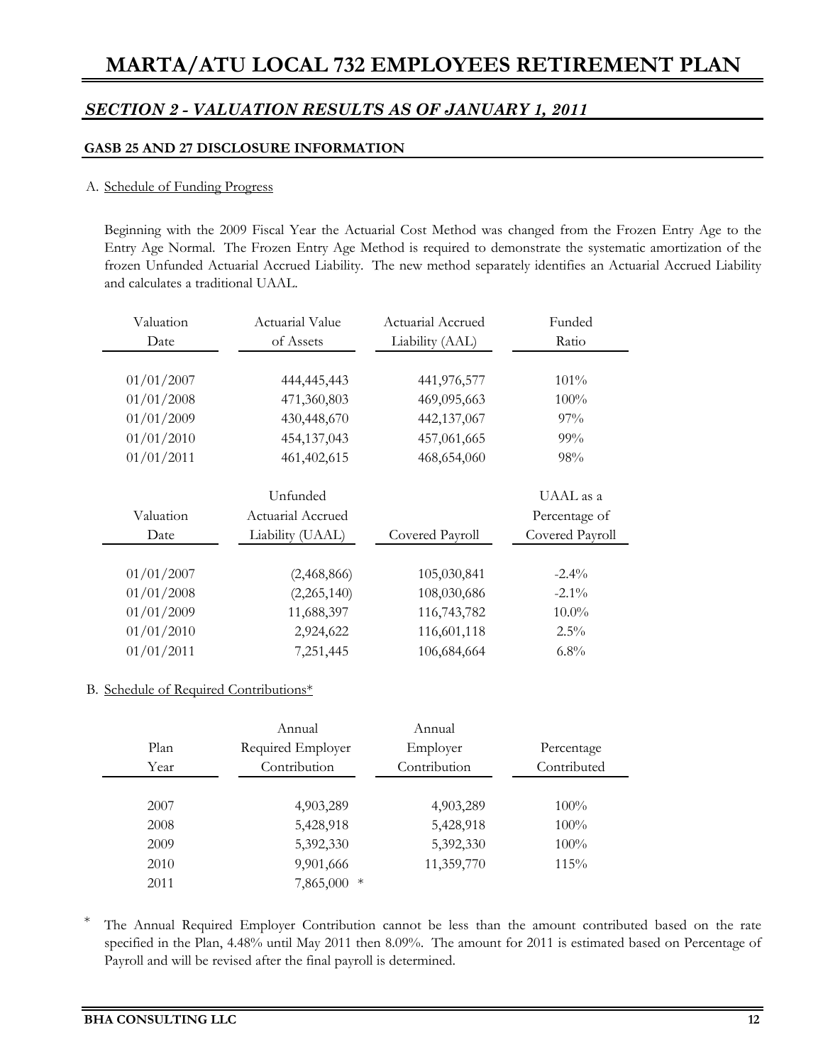# MARTA/ATU LOCAL 732 EMPLOYEES RETIREMENT PLAN

## *SECTION 2 - VALUATION RESULTS AS OF JANUARY 1, 2011*

### GASB 25 AND 27 DISCLOSURE INFORMATION

A. Schedule of Funding Progress

Beginning with the 2009 Fiscal Year the Actuarial Cost Method was changed from the Frozen Entry Age to the Entry Age Normal. The Frozen Entry Age Method is required to demonstrate the systematic amortization of the frozen Unfunded Actuarial Accrued Liability. The new method separately identifies an Actuarial Accrued Liability and calculates a traditional UAAL.

| Valuation Date | Actuarial Value of Assets | Actuarial Accrued Liability (AAL) | Funded Ratio |
|---|---|---|---|
| 01/01/2007 | 444,445,443 | 441,976,577 | 101% |
| 01/01/2008 | 471,360,803 | 469,095,663 | 100% |
| 01/01/2009 | 430,448,670 | 442,137,067 | 97% |
| 01/01/2010 | 454,137,043 | 457,061,665 | 99% |
| 01/01/2011 | 461,402,615 | 468,654,060 | 98% |

| Valuation Date | Unfunded Actuarial Accrued Liability (UAAL) | Covered Payroll | UAAL as a Percentage of Covered Payroll |
|---|---|---|---|
| 01/01/2007 | (2,468,866) | 105,030,841 | -2.4% |
| 01/01/2008 | (2,265,140) | 108,030,686 | -2.1% |
| 01/01/2009 | 11,688,397 | 116,743,782 | 10.0% |
| 01/01/2010 | 2,924,622 | 116,601,118 | 2.5% |
| 01/01/2011 | 7,251,445 | 106,684,664 | 6.8% |

B. Schedule of Required Contributions*

| Plan Year | Annual Required Employer Contribution | Annual Employer Contribution | Percentage Contributed |
|---|---|---|---|
| 2007 | 4,903,289 | 4,903,289 | 100% |
| 2008 | 5,428,918 | 5,428,918 | 100% |
| 2009 | 5,392,330 | 5,392,330 | 100% |
| 2010 | 9,901,666 | 11,359,770 | 115% |
| 2011 | 7,865,000 * | | |

\* The Annual Required Employer Contribution cannot be less than the amount contributed based on the rate specified in the Plan, 4.48% until May 2011 then 8.09%. The amount for 2011 is estimated based on Percentage of Payroll and will be revised after the final payroll is determined.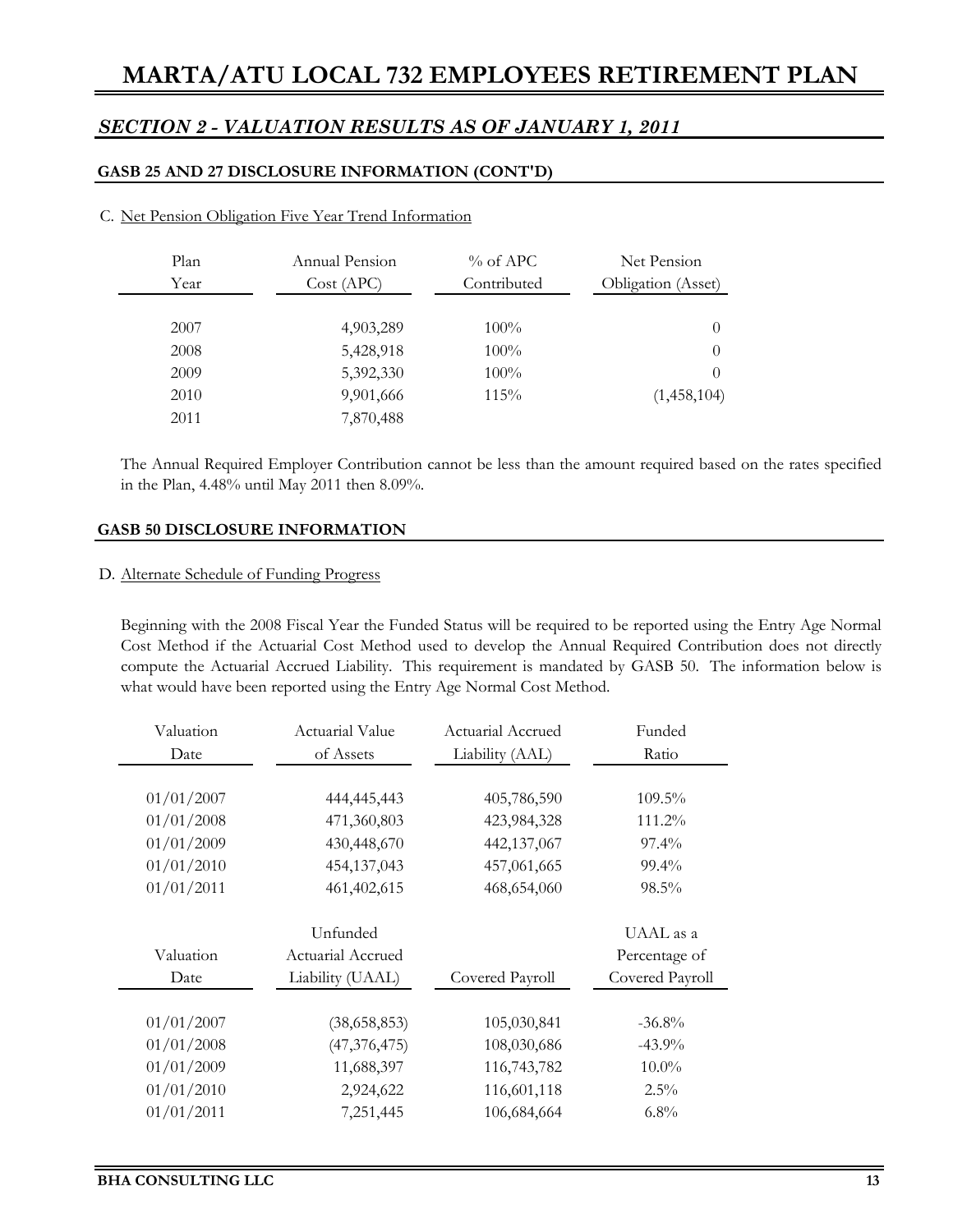## SECTION 2 - VALUATION RESULTS AS OF JANUARY 1, 2011

### GASB 25 AND 27 DISCLOSURE INFORMATION (CONT'D)

C. Net Pension Obligation Five Year Trend Information

| Plan Year | Annual Pension Cost (APC) | % of APC Contributed | Net Pension Obligation (Asset) |
|---|---|---|---|
| 2007 | 4,903,289 | 100% | 0 |
| 2008 | 5,428,918 | 100% | 0 |
| 2009 | 5,392,330 | 100% | 0 |
| 2010 | 9,901,666 | 115% | (1,458,104) |
| 2011 | 7,870,488 | | |

The Annual Required Employer Contribution cannot be less than the amount required based on the rates specified in the Plan, 4.48% until May 2011 then 8.09%.

### GASB 50 DISCLOSURE INFORMATION

D. Alternate Schedule of Funding Progress

Beginning with the 2008 Fiscal Year the Funded Status will be required to be reported using the Entry Age Normal Cost Method if the Actuarial Cost Method used to develop the Annual Required Contribution does not directly compute the Actuarial Accrued Liability. This requirement is mandated by GASB 50. The information below is what would have been reported using the Entry Age Normal Cost Method.

| Valuation Date | Actuarial Value of Assets | Actuarial Accrued Liability (AAL) | Funded Ratio |
|---|---|---|---|
| 01/01/2007 | 444,445,443 | 405,786,590 | 109.5% |
| 01/01/2008 | 471,360,803 | 423,984,328 | 111.2% |
| 01/01/2009 | 430,448,670 | 442,137,067 | 97.4% |
| 01/01/2010 | 454,137,043 | 457,061,665 | 99.4% |
| 01/01/2011 | 461,402,615 | 468,654,060 | 98.5% |

| Valuation Date | Unfunded Actuarial Accrued Liability (UAAL) | Covered Payroll | UAAL as a Percentage of Covered Payroll |
|---|---|---|---|
| 01/01/2007 | (38,658,853) | 105,030,841 | -36.8% |
| 01/01/2008 | (47,376,475) | 108,030,686 | -43.9% |
| 01/01/2009 | 11,688,397 | 116,743,782 | 10.0% |
| 01/01/2010 | 2,924,622 | 116,601,118 | 2.5% |
| 01/01/2011 | 7,251,445 | 106,684,664 | 6.8% |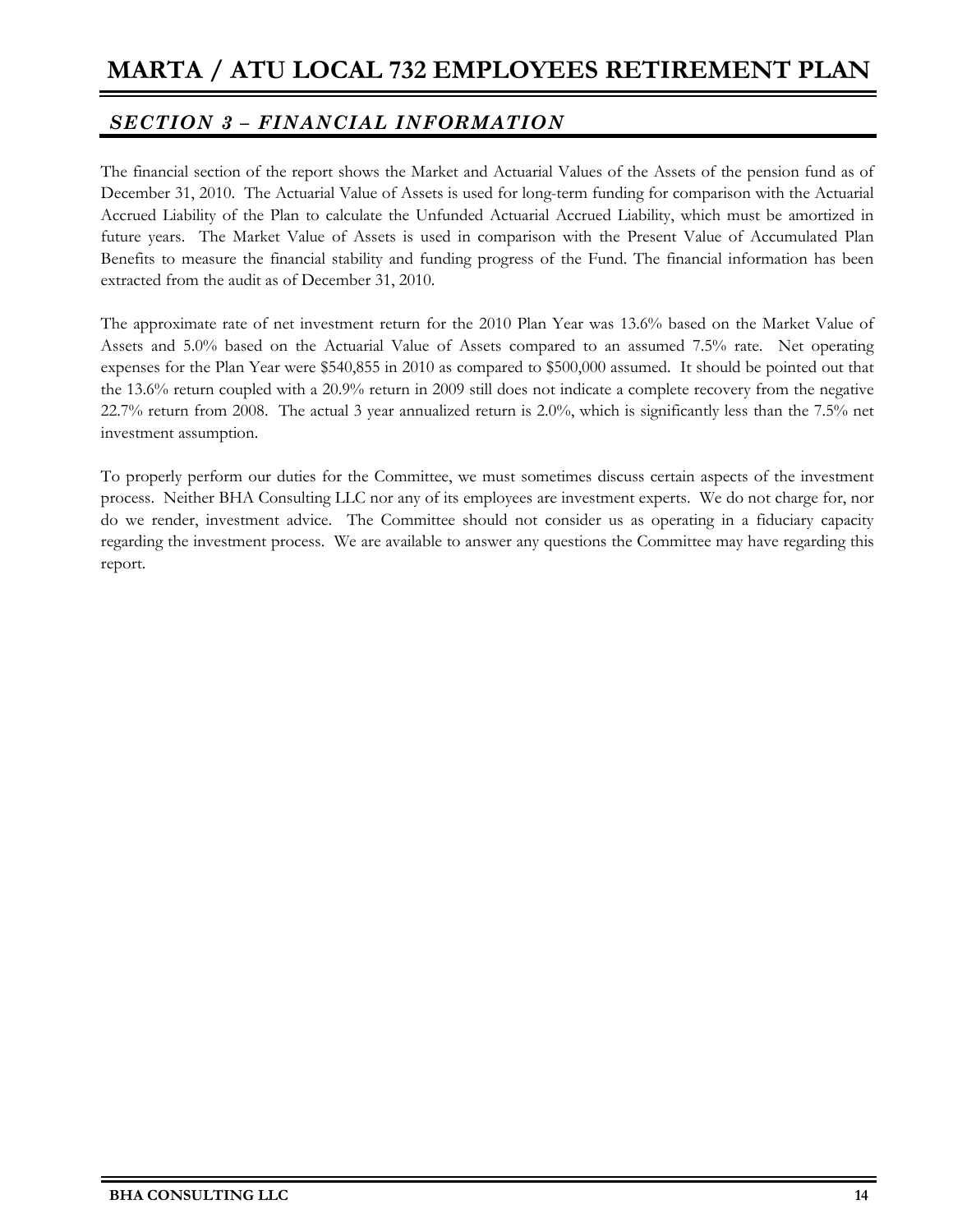## *SECTION 3 – FINANCIAL INFORMATION*

The financial section of the report shows the Market and Actuarial Values of the Assets of the pension fund as of December 31, 2010. The Actuarial Value of Assets is used for long-term funding for comparison with the Actuarial Accrued Liability of the Plan to calculate the Unfunded Actuarial Accrued Liability, which must be amortized in future years. The Market Value of Assets is used in comparison with the Present Value of Accumulated Plan Benefits to measure the financial stability and funding progress of the Fund. The financial information has been extracted from the audit as of December 31, 2010.

The approximate rate of net investment return for the 2010 Plan Year was 13.6% based on the Market Value of Assets and 5.0% based on the Actuarial Value of Assets compared to an assumed 7.5% rate. Net operating expenses for the Plan Year were $540,855 in 2010 as compared to $500,000 assumed. It should be pointed out that the 13.6% return coupled with a 20.9% return in 2009 still does not indicate a complete recovery from the negative 22.7% return from 2008. The actual 3 year annualized return is 2.0%, which is significantly less than the 7.5% net investment assumption.

To properly perform our duties for the Committee, we must sometimes discuss certain aspects of the investment process. Neither BHA Consulting LLC nor any of its employees are investment experts. We do not charge for, nor do we render, investment advice. The Committee should not consider us as operating in a fiduciary capacity regarding the investment process. We are available to answer any questions the Committee may have regarding this report.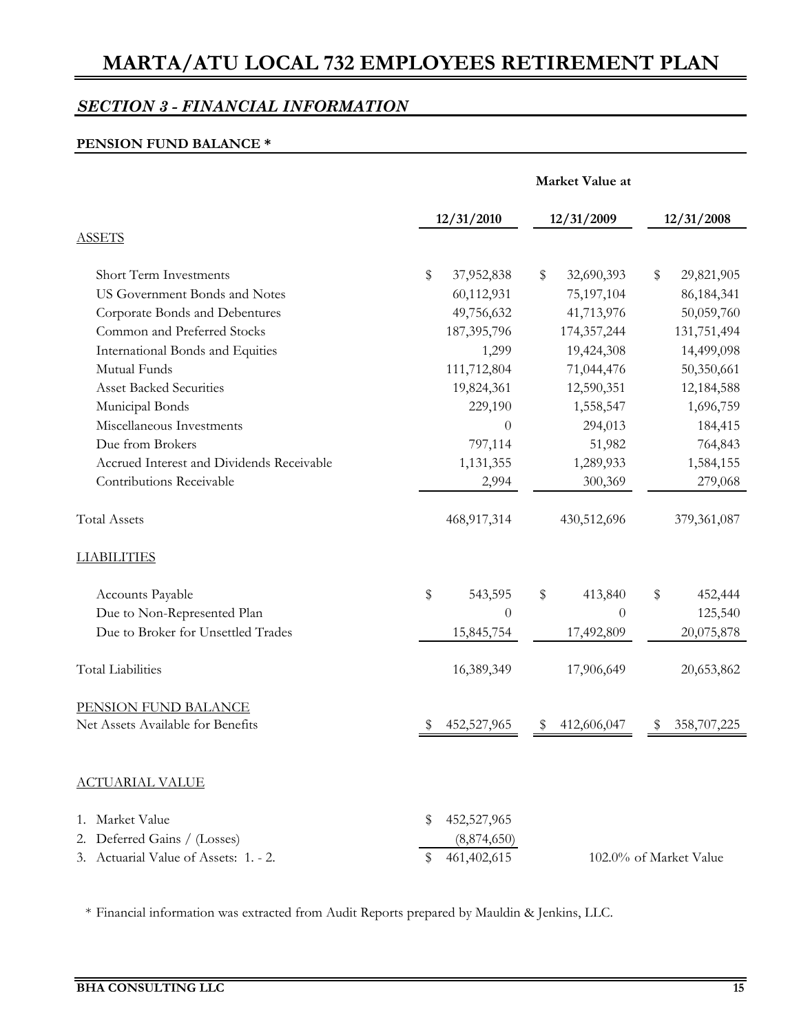# MARTA/ATU LOCAL 732 EMPLOYEES RETIREMENT PLAN

## *SECTION 3 - FINANCIAL INFORMATION*

**PENSION FUND BALANCE ***

| | Market Value at | | |
|---|---|---|---|
| | **12/31/2010** | **12/31/2009** | **12/31/2008** |
| ASSETS | | | |
| Short Term Investments | $ 37,952,838 | $ 32,690,393 | $ 29,821,905 |
| US Government Bonds and Notes | 60,112,931 | 75,197,104 | 86,184,341 |
| Corporate Bonds and Debentures | 49,756,632 | 41,713,976 | 50,059,760 |
| Common and Preferred Stocks | 187,395,796 | 174,357,244 | 131,751,494 |
| International Bonds and Equities | 1,299 | 19,424,308 | 14,499,098 |
| Mutual Funds | 111,712,804 | 71,044,476 | 50,350,661 |
| Asset Backed Securities | 19,824,361 | 12,590,351 | 12,184,588 |
| Municipal Bonds | 229,190 | 1,558,547 | 1,696,759 |
| Miscellaneous Investments | 0 | 294,013 | 184,415 |
| Due from Brokers | 797,114 | 51,982 | 764,843 |
| Accrued Interest and Dividends Receivable | 1,131,355 | 1,289,933 | 1,584,155 |
| Contributions Receivable | 2,994 | 300,369 | 279,068 |
| Total Assets | 468,917,314 | 430,512,696 | 379,361,087 |
| LIABILITIES | | | |
| Accounts Payable | $ 543,595 | $ 413,840 | $ 452,444 |
| Due to Non-Represented Plan | 0 | 0 | 125,540 |
| Due to Broker for Unsettled Trades | 15,845,754 | 17,492,809 | 20,075,878 |
| Total Liabilities | 16,389,349 | 17,906,649 | 20,653,862 |
| PENSION FUND BALANCE | | | |
| Net Assets Available for Benefits | $ 452,527,965 | $ 412,606,047 | $ 358,707,225 |

ACTUARIAL VALUE

| | | |
|---|---|---|
| 1. Market Value | $ 452,527,965 | |
| 2. Deferred Gains / (Losses) | (8,874,650) | |
| 3. Actuarial Value of Assets: 1. - 2. | $ 461,402,615 | 102.0% of Market Value |

\* Financial information was extracted from Audit Reports prepared by Mauldin & Jenkins, LLC.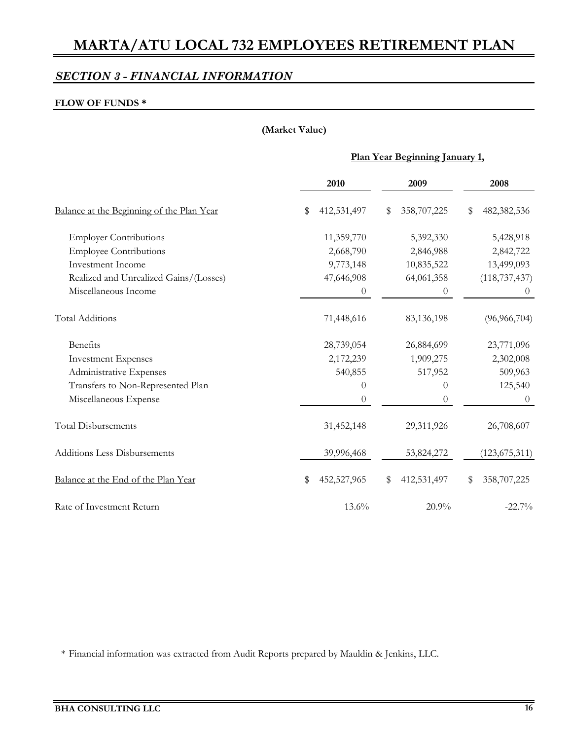# MARTA/ATU LOCAL 732 EMPLOYEES RETIREMENT PLAN

## *SECTION 3 - FINANCIAL INFORMATION*

**FLOW OF FUNDS ***

**(Market Value)**

| | Plan Year Beginning January 1, | | |
|---|---|---|---|
| | **2010** | **2009** | **2008** |
| Balance at the Beginning of the Plan Year | $ 412,531,497 | $ 358,707,225 | $ 482,382,536 |
| Employer Contributions | 11,359,770 | 5,392,330 | 5,428,918 |
| Employee Contributions | 2,668,790 | 2,846,988 | 2,842,722 |
| Investment Income | 9,773,148 | 10,835,522 | 13,499,093 |
| Realized and Unrealized Gains/(Losses) | 47,646,908 | 64,061,358 | (118,737,437) |
| Miscellaneous Income | 0 | 0 | 0 |
| Total Additions | 71,448,616 | 83,136,198 | (96,966,704) |
| Benefits | 28,739,054 | 26,884,699 | 23,771,096 |
| Investment Expenses | 2,172,239 | 1,909,275 | 2,302,008 |
| Administrative Expenses | 540,855 | 517,952 | 509,963 |
| Transfers to Non-Represented Plan | 0 | 0 | 125,540 |
| Miscellaneous Expense | 0 | 0 | 0 |
| Total Disbursements | 31,452,148 | 29,311,926 | 26,708,607 |
| Additions Less Disbursements | 39,996,468 | 53,824,272 | (123,675,311) |
| Balance at the End of the Plan Year | $ 452,527,965 | $ 412,531,497 | $ 358,707,225 |
| Rate of Investment Return | 13.6% | 20.9% | -22.7% |

* Financial information was extracted from Audit Reports prepared by Mauldin & Jenkins, LLC.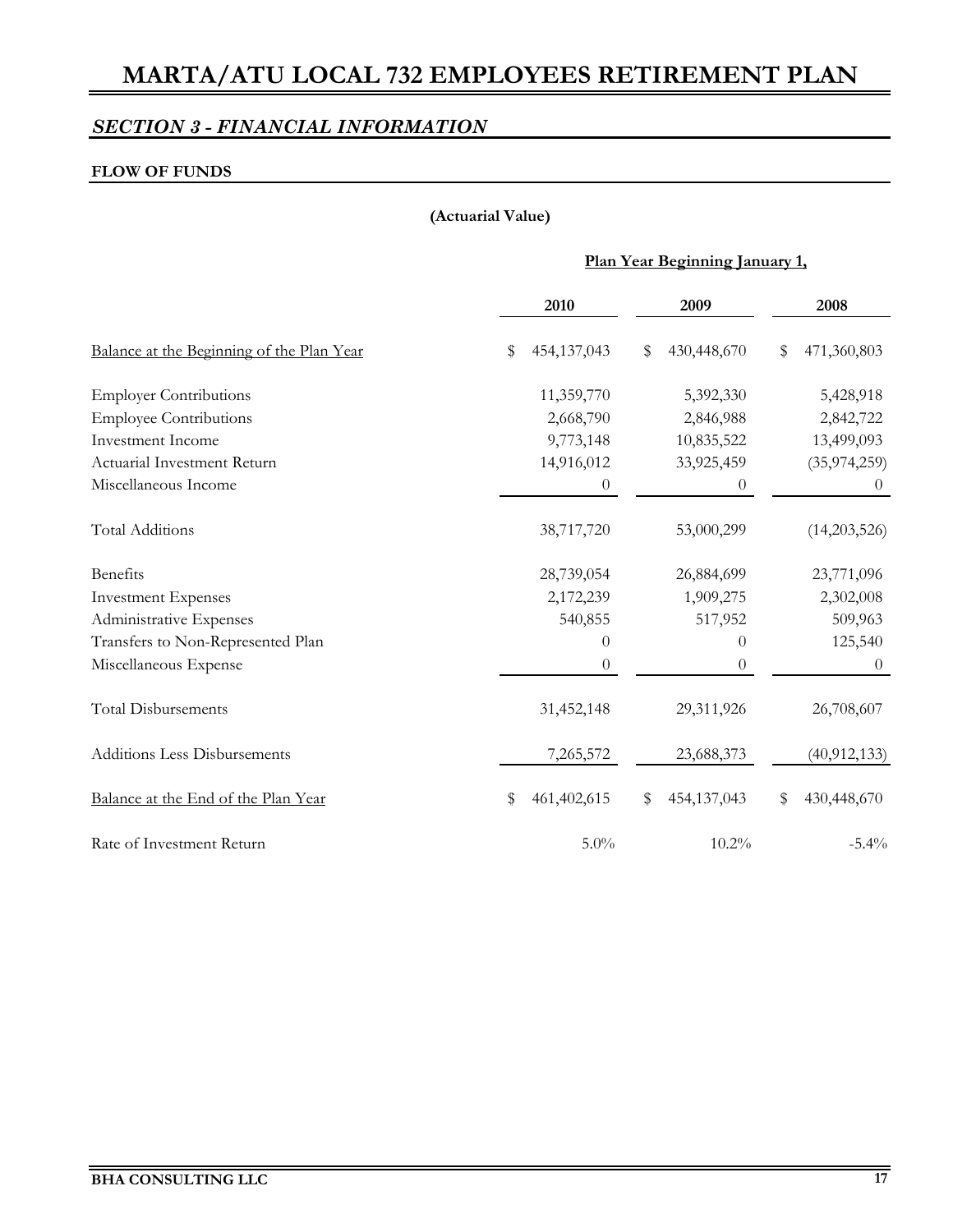## *SECTION 3 - FINANCIAL INFORMATION*

**FLOW OF FUNDS**

**(Actuarial Value)**

| | Plan Year Beginning January 1, | | |
|---|---|---|---|
| | **2010** | **2009** | **2008** |
| Balance at the Beginning of the Plan Year | $ 454,137,043 | $ 430,448,670 | $ 471,360,803 |
| Employer Contributions | 11,359,770 | 5,392,330 | 5,428,918 |
| Employee Contributions | 2,668,790 | 2,846,988 | 2,842,722 |
| Investment Income | 9,773,148 | 10,835,522 | 13,499,093 |
| Actuarial Investment Return | 14,916,012 | 33,925,459 | (35,974,259) |
| Miscellaneous Income | 0 | 0 | 0 |
| Total Additions | 38,717,720 | 53,000,299 | (14,203,526) |
| Benefits | 28,739,054 | 26,884,699 | 23,771,096 |
| Investment Expenses | 2,172,239 | 1,909,275 | 2,302,008 |
| Administrative Expenses | 540,855 | 517,952 | 509,963 |
| Transfers to Non-Represented Plan | 0 | 0 | 125,540 |
| Miscellaneous Expense | 0 | 0 | 0 |
| Total Disbursements | 31,452,148 | 29,311,926 | 26,708,607 |
| Additions Less Disbursements | 7,265,572 | 23,688,373 | (40,912,133) |
| Balance at the End of the Plan Year | $ 461,402,615 | $ 454,137,043 | $ 430,448,670 |
| Rate of Investment Return | 5.0% | 10.2% | -5.4% |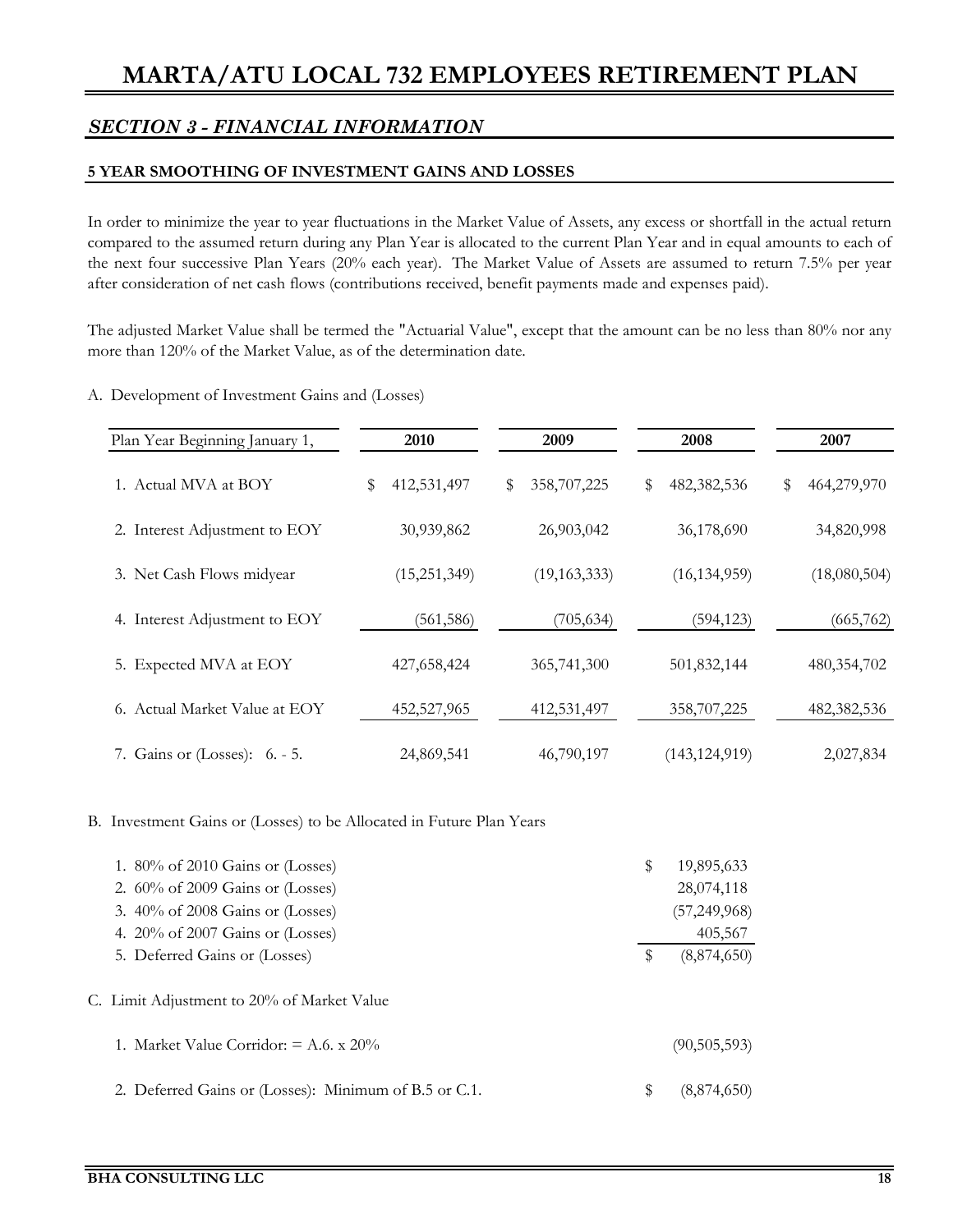# MARTA/ATU LOCAL 732 EMPLOYEES RETIREMENT PLAN

## *SECTION 3 - FINANCIAL INFORMATION*

### 5 YEAR SMOOTHING OF INVESTMENT GAINS AND LOSSES

In order to minimize the year to year fluctuations in the Market Value of Assets, any excess or shortfall in the actual return compared to the assumed return during any Plan Year is allocated to the current Plan Year and in equal amounts to each of the next four successive Plan Years (20% each year). The Market Value of Assets are assumed to return 7.5% per year after consideration of net cash flows (contributions received, benefit payments made and expenses paid).

The adjusted Market Value shall be termed the "Actuarial Value", except that the amount can be no less than 80% nor any more than 120% of the Market Value, as of the determination date.

A. Development of Investment Gains and (Losses)

| Plan Year Beginning January 1, | 2010 | 2009 | 2008 | 2007 |
|---|---|---|---|---|
| 1. Actual MVA at BOY | $ 412,531,497 | $ 358,707,225 | $ 482,382,536 | $ 464,279,970 |
| 2. Interest Adjustment to EOY | 30,939,862 | 26,903,042 | 36,178,690 | 34,820,998 |
| 3. Net Cash Flows midyear | (15,251,349) | (19,163,333) | (16,134,959) | (18,080,504) |
| 4. Interest Adjustment to EOY | (561,586) | (705,634) | (594,123) | (665,762) |
| 5. Expected MVA at EOY | 427,658,424 | 365,741,300 | 501,832,144 | 480,354,702 |
| 6. Actual Market Value at EOY | 452,527,965 | 412,531,497 | 358,707,225 | 482,382,536 |
| 7. Gains or (Losses): 6. - 5. | 24,869,541 | 46,790,197 | (143,124,919) | 2,027,834 |

B. Investment Gains or (Losses) to be Allocated in Future Plan Years

| | |
|---|---|
| 1. 80% of 2010 Gains or (Losses) | $ 19,895,633 |
| 2. 60% of 2009 Gains or (Losses) | 28,074,118 |
| 3. 40% of 2008 Gains or (Losses) | (57,249,968) |
| 4. 20% of 2007 Gains or (Losses) | 405,567 |
| 5. Deferred Gains or (Losses) | $ (8,874,650) |

C. Limit Adjustment to 20% of Market Value

| | |
|---|---|
| 1. Market Value Corridor: = A.6. x 20% | (90,505,593) |
| 2. Deferred Gains or (Losses): Minimum of B.5 or C.1. | $ (8,874,650) |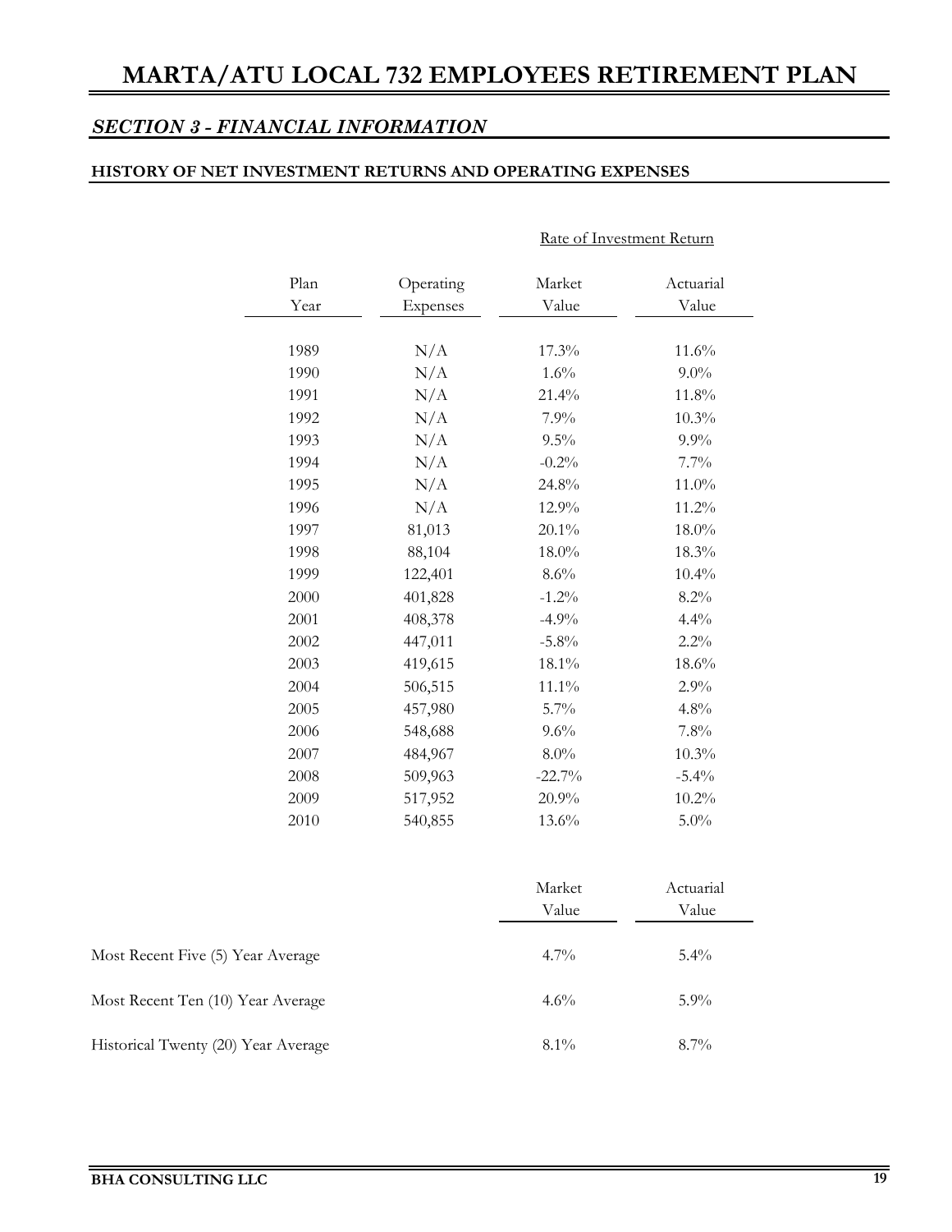# MARTA/ATU LOCAL 732 EMPLOYEES RETIREMENT PLAN

## *SECTION 3 - FINANCIAL INFORMATION*

### HISTORY OF NET INVESTMENT RETURNS AND OPERATING EXPENSES

| | | Rate of Investment Return | |
|---|---|---|---|
| Plan Year | Operating Expenses | Market Value | Actuarial Value |
| 1989 | N/A | 17.3% | 11.6% |
| 1990 | N/A | 1.6% | 9.0% |
| 1991 | N/A | 21.4% | 11.8% |
| 1992 | N/A | 7.9% | 10.3% |
| 1993 | N/A | 9.5% | 9.9% |
| 1994 | N/A | -0.2% | 7.7% |
| 1995 | N/A | 24.8% | 11.0% |
| 1996 | N/A | 12.9% | 11.2% |
| 1997 | 81,013 | 20.1% | 18.0% |
| 1998 | 88,104 | 18.0% | 18.3% |
| 1999 | 122,401 | 8.6% | 10.4% |
| 2000 | 401,828 | -1.2% | 8.2% |
| 2001 | 408,378 | -4.9% | 4.4% |
| 2002 | 447,011 | -5.8% | 2.2% |
| 2003 | 419,615 | 18.1% | 18.6% |
| 2004 | 506,515 | 11.1% | 2.9% |
| 2005 | 457,980 | 5.7% | 4.8% |
| 2006 | 548,688 | 9.6% | 7.8% |
| 2007 | 484,967 | 8.0% | 10.3% |
| 2008 | 509,963 | -22.7% | -5.4% |
| 2009 | 517,952 | 20.9% | 10.2% |
| 2010 | 540,855 | 13.6% | 5.0% |

| | Market Value | Actuarial Value |
|---|---|---|
| Most Recent Five (5) Year Average | 4.7% | 5.4% |
| Most Recent Ten (10) Year Average | 4.6% | 5.9% |
| Historical Twenty (20) Year Average | 8.1% | 8.7% |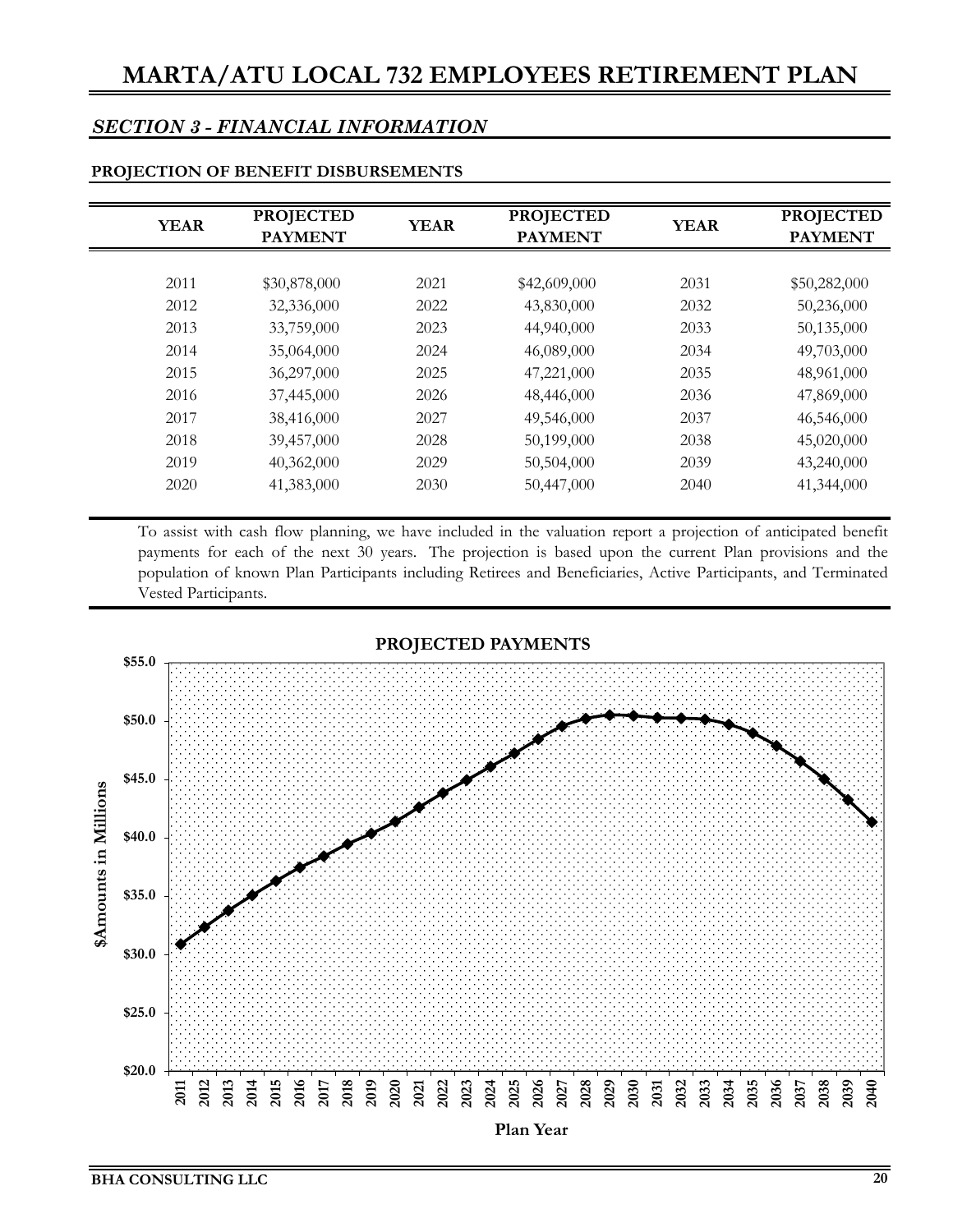## *SECTION 3 - FINANCIAL INFORMATION*

### PROJECTION OF BENEFIT DISBURSEMENTS

| YEAR | PROJECTED PAYMENT | YEAR | PROJECTED PAYMENT | YEAR | PROJECTED PAYMENT |
|---|---|---|---|---|---|
| 2011 | $30,878,000 | 2021 | $42,609,000 | 2031 | $50,282,000 |
| 2012 | 32,336,000 | 2022 | 43,830,000 | 2032 | 50,236,000 |
| 2013 | 33,759,000 | 2023 | 44,940,000 | 2033 | 50,135,000 |
| 2014 | 35,064,000 | 2024 | 46,089,000 | 2034 | 49,703,000 |
| 2015 | 36,297,000 | 2025 | 47,221,000 | 2035 | 48,961,000 |
| 2016 | 37,445,000 | 2026 | 48,446,000 | 2036 | 47,869,000 |
| 2017 | 38,416,000 | 2027 | 49,546,000 | 2037 | 46,546,000 |
| 2018 | 39,457,000 | 2028 | 50,199,000 | 2038 | 45,020,000 |
| 2019 | 40,362,000 | 2029 | 50,504,000 | 2039 | 43,240,000 |
| 2020 | 41,383,000 | 2030 | 50,447,000 | 2040 | 41,344,000 |

To assist with cash flow planning, we have included in the valuation report a projection of anticipated benefit payments for each of the next 30 years. The projection is based upon the current Plan provisions and the population of known Plan Participants including Retirees and Beneficiaries, Active Participants, and Terminated Vested Participants.

**PROJECTED PAYMENTS**

$Amounts in Millions

Plan Year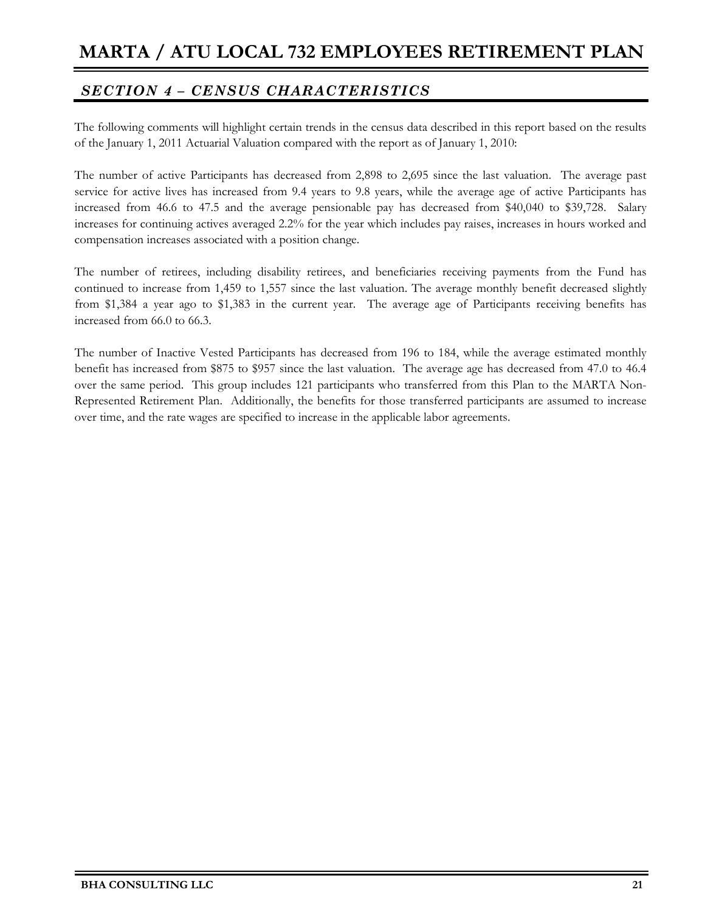## *SECTION 4 – CENSUS CHARACTERISTICS*

The following comments will highlight certain trends in the census data described in this report based on the results of the January 1, 2011 Actuarial Valuation compared with the report as of January 1, 2010:

The number of active Participants has decreased from 2,898 to 2,695 since the last valuation. The average past service for active lives has increased from 9.4 years to 9.8 years, while the average age of active Participants has increased from 46.6 to 47.5 and the average pensionable pay has decreased from $40,040 to $39,728. Salary increases for continuing actives averaged 2.2% for the year which includes pay raises, increases in hours worked and compensation increases associated with a position change.

The number of retirees, including disability retirees, and beneficiaries receiving payments from the Fund has continued to increase from 1,459 to 1,557 since the last valuation. The average monthly benefit decreased slightly from $1,384 a year ago to $1,383 in the current year. The average age of Participants receiving benefits has increased from 66.0 to 66.3.

The number of Inactive Vested Participants has decreased from 196 to 184, while the average estimated monthly benefit has increased from $875 to $957 since the last valuation. The average age has decreased from 47.0 to 46.4 over the same period. This group includes 121 participants who transferred from this Plan to the MARTA Non-Represented Retirement Plan. Additionally, the benefits for those transferred participants are assumed to increase over time, and the rate wages are specified to increase in the applicable labor agreements.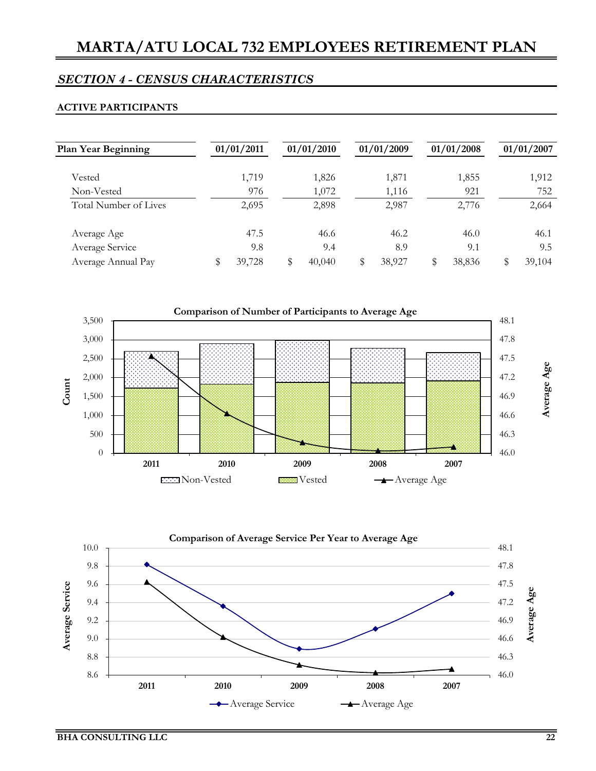# MARTA/ATU LOCAL 732 EMPLOYEES RETIREMENT PLAN

## *SECTION 4 - CENSUS CHARACTERISTICS*

### ACTIVE PARTICIPANTS

| Plan Year Beginning | 01/01/2011 | 01/01/2010 | 01/01/2009 | 01/01/2008 | 01/01/2007 |
|---|---|---|---|---|---|
| Vested | 1,719 | 1,826 | 1,871 | 1,855 | 1,912 |
| Non-Vested | 976 | 1,072 | 1,116 | 921 | 752 |
| Total Number of Lives | 2,695 | 2,898 | 2,987 | 2,776 | 2,664 |
| Average Age | 47.5 | 46.6 | 46.2 | 46.0 | 46.1 |
| Average Service | 9.8 | 9.4 | 8.9 | 9.1 | 9.5 |
| Average Annual Pay | $ 39,728 | $ 40,040 | $ 38,927 | $ 38,836 | $ 39,104 |

**Comparison of Number of Participants to Average Age**

**Comparison of Average Service Per Year to Average Age**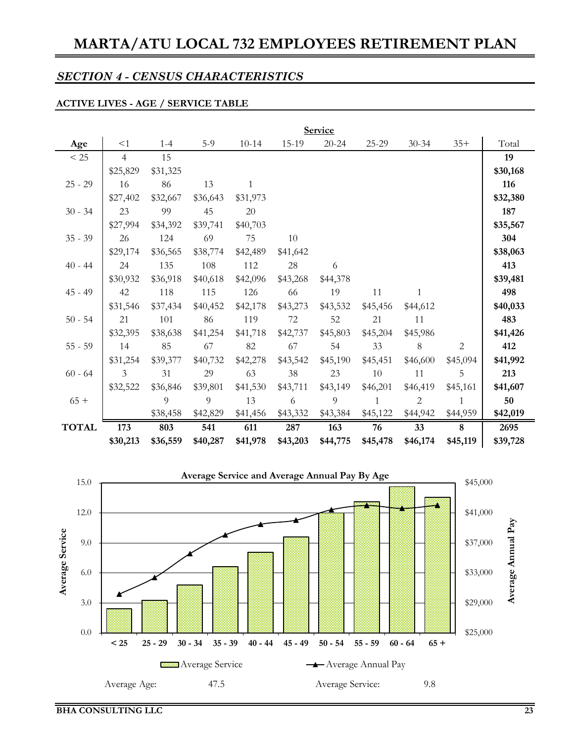## SECTION 4 - CENSUS CHARACTERISTICS

### ACTIVE LIVES - AGE / SERVICE TABLE

| Age | Service <1 | 1-4 | 5-9 | 10-14 | 15-19 | 20-24 | 25-29 | 30-34 | 35+ | Total |
|---|---|---|---|---|---|---|---|---|---|---|
| < 25 | 4 | 15 | | | | | | | | **19** |
| | $25,829 | $31,325 | | | | | | | | **$30,168** |
| 25 - 29 | 16 | 86 | 13 | 1 | | | | | | **116** |
| | $27,402 | $32,667 | $36,643 | $31,973 | | | | | | **$32,380** |
| 30 - 34 | 23 | 99 | 45 | 20 | | | | | | **187** |
| | $27,994 | $34,392 | $39,741 | $40,703 | | | | | | **$35,567** |
| 35 - 39 | 26 | 124 | 69 | 75 | 10 | | | | | **304** |
| | $29,174 | $36,565 | $38,774 | $42,489 | $41,642 | | | | | **$38,063** |
| 40 - 44 | 24 | 135 | 108 | 112 | 28 | 6 | | | | **413** |
| | $30,932 | $36,918 | $40,618 | $42,096 | $43,268 | $44,378 | | | | **$39,481** |
| 45 - 49 | 42 | 118 | 115 | 126 | 66 | 19 | 11 | 1 | | **498** |
| | $31,546 | $37,434 | $40,452 | $42,178 | $43,273 | $43,532 | $45,456 | $44,612 | | **$40,033** |
| 50 - 54 | 21 | 101 | 86 | 119 | 72 | 52 | 21 | 11 | | **483** |
| | $32,395 | $38,638 | $41,254 | $41,718 | $42,737 | $45,803 | $45,204 | $45,986 | | **$41,426** |
| 55 - 59 | 14 | 85 | 67 | 82 | 67 | 54 | 33 | 8 | 2 | **412** |
| | $31,254 | $39,377 | $40,732 | $42,278 | $43,542 | $45,190 | $45,451 | $46,600 | $45,094 | **$41,992** |
| 60 - 64 | 3 | 31 | 29 | 63 | 38 | 23 | 10 | 11 | 5 | **213** |
| | $32,522 | $36,846 | $39,801 | $41,530 | $43,711 | $43,149 | $46,201 | $46,419 | $45,161 | **$41,607** |
| 65 + | | 9 | 9 | 13 | 6 | 9 | 1 | 2 | 1 | **50** |
| | | $38,458 | $42,829 | $41,456 | $43,332 | $43,384 | $45,122 | $44,942 | $44,959 | **$42,019** |
| **TOTAL** | **173** | **803** | **541** | **611** | **287** | **163** | **76** | **33** | **8** | **2695** |
| | **$30,213** | **$36,559** | **$40,287** | **$41,978** | **$43,203** | **$44,775** | **$45,478** | **$46,174** | **$45,119** | **$39,728** |

**Average Service and Average Annual Pay By Age**

Average Age: 47.5

Average Service: 9.8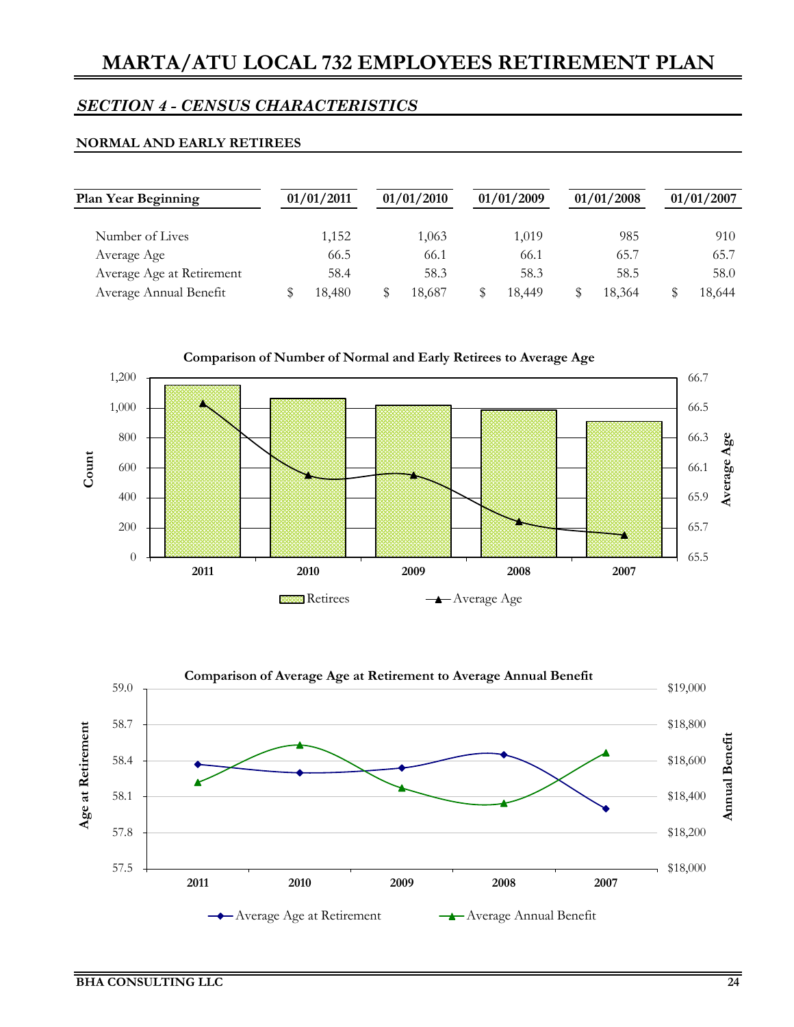# MARTA/ATU LOCAL 732 EMPLOYEES RETIREMENT PLAN

## *SECTION 4 - CENSUS CHARACTERISTICS*

### NORMAL AND EARLY RETIREES

| Plan Year Beginning | 01/01/2011 | 01/01/2010 | 01/01/2009 | 01/01/2008 | 01/01/2007 |
|---|---|---|---|---|---|
| Number of Lives | 1,152 | 1,063 | 1,019 | 985 | 910 |
| Average Age | 66.5 | 66.1 | 66.1 | 65.7 | 65.7 |
| Average Age at Retirement | 58.4 | 58.3 | 58.3 | 58.5 | 58.0 |
| Average Annual Benefit | $ 18,480 | $ 18,687 | $ 18,449 | $ 18,364 | $ 18,644 |

**Comparison of Number of Normal and Early Retirees to Average Age**

**Comparison of Average Age at Retirement to Average Annual Benefit**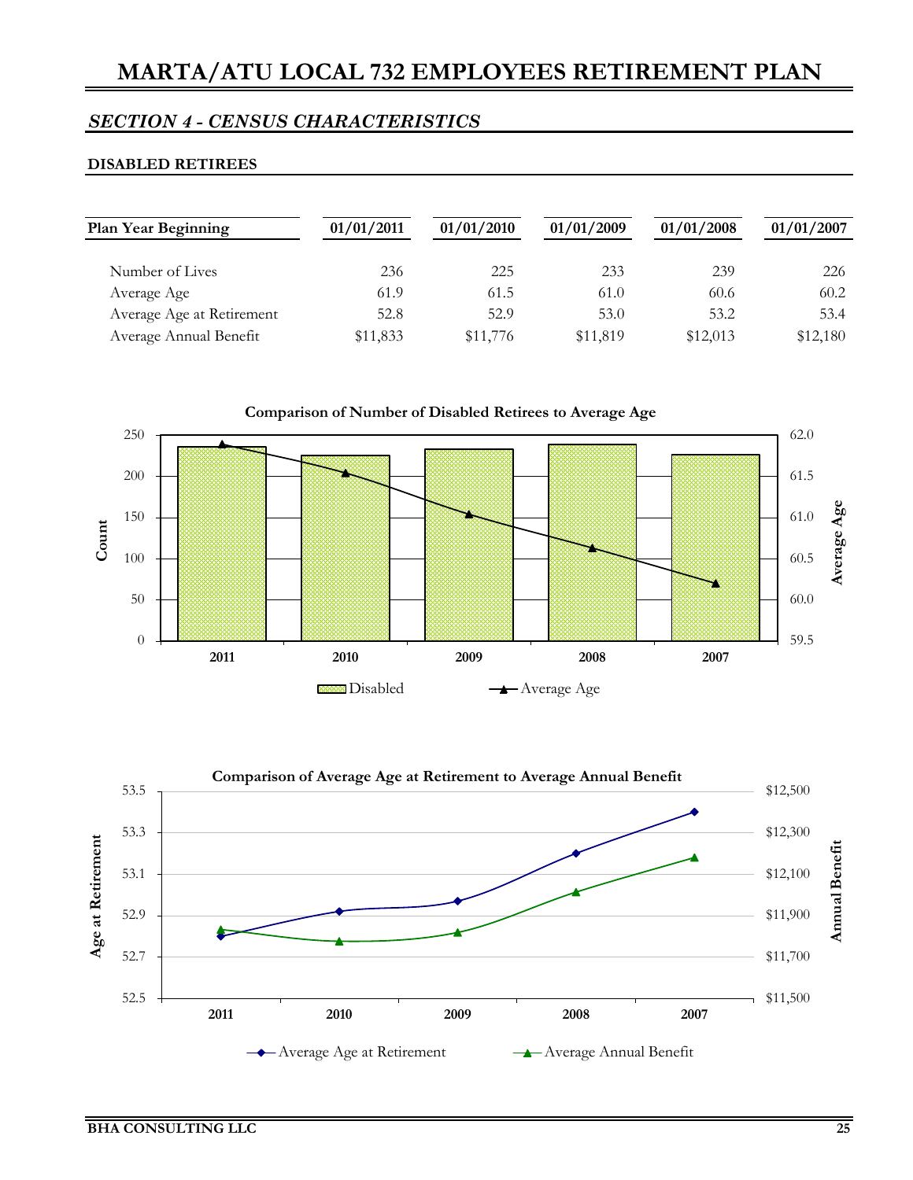# MARTA/ATU LOCAL 732 EMPLOYEES RETIREMENT PLAN

## *SECTION 4 - CENSUS CHARACTERISTICS*

### DISABLED RETIREES

| Plan Year Beginning | 01/01/2011 | 01/01/2010 | 01/01/2009 | 01/01/2008 | 01/01/2007 |
|---|---|---|---|---|---|
| Number of Lives | 236 | 225 | 233 | 239 | 226 |
| Average Age | 61.9 | 61.5 | 61.0 | 60.6 | 60.2 |
| Average Age at Retirement | 52.8 | 52.9 | 53.0 | 53.2 | 53.4 |
| Average Annual Benefit | $11,833 | $11,776 | $11,819 | $12,013 | $12,180 |

**Comparison of Number of Disabled Retirees to Average Age**

**Comparison of Average Age at Retirement to Average Annual Benefit**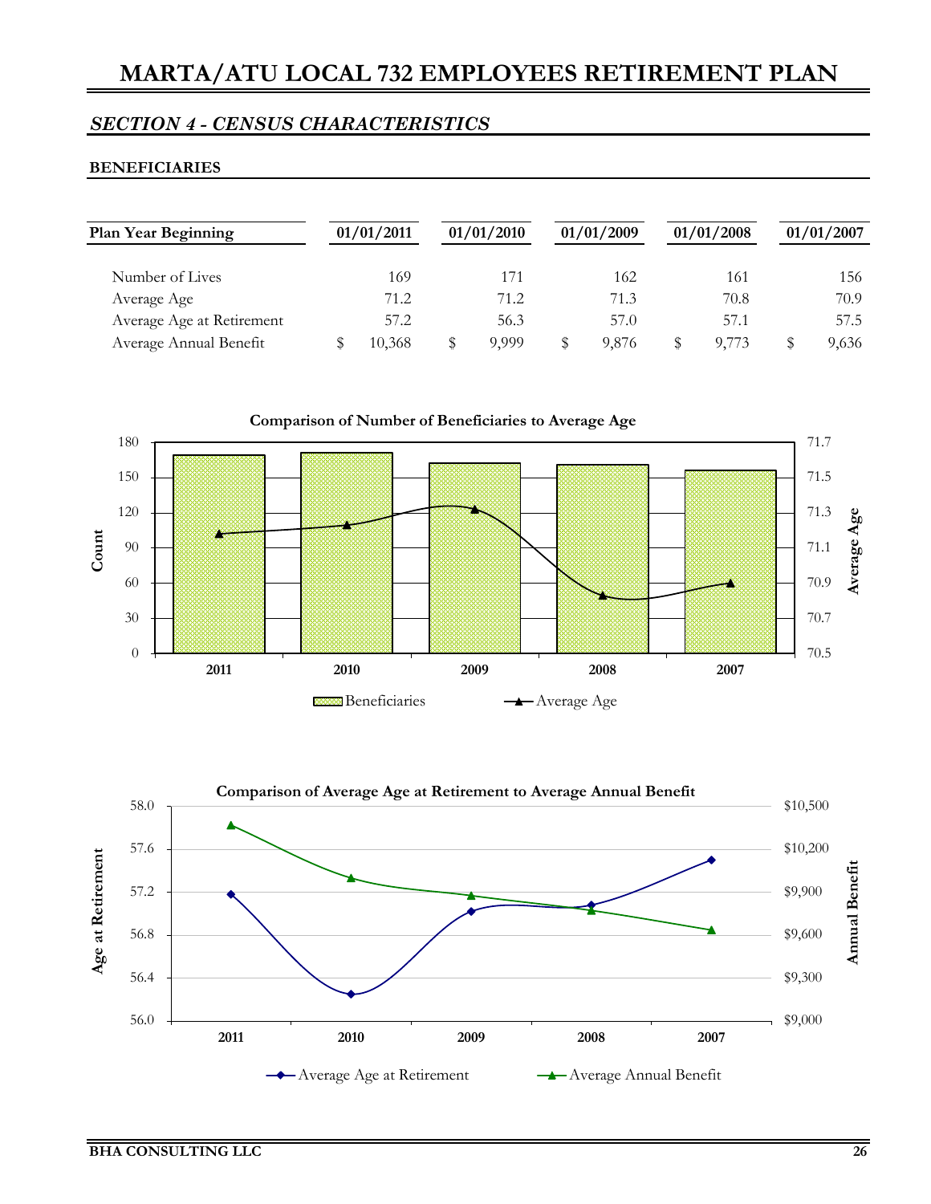# MARTA/ATU LOCAL 732 EMPLOYEES RETIREMENT PLAN

## *SECTION 4 - CENSUS CHARACTERISTICS*

### BENEFICIARIES

| Plan Year Beginning | 01/01/2011 | 01/01/2010 | 01/01/2009 | 01/01/2008 | 01/01/2007 |
|---|---|---|---|---|---|
| Number of Lives | 169 | 171 | 162 | 161 | 156 |
| Average Age | 71.2 | 71.2 | 71.3 | 70.8 | 70.9 |
| Average Age at Retirement | 57.2 | 56.3 | 57.0 | 57.1 | 57.5 |
| Average Annual Benefit | $ 10,368 | $ 9,999 | $ 9,876 | $ 9,773 | $ 9,636 |

**Comparison of Number of Beneficiaries to Average Age**

**Comparison of Average Age at Retirement to Average Annual Benefit**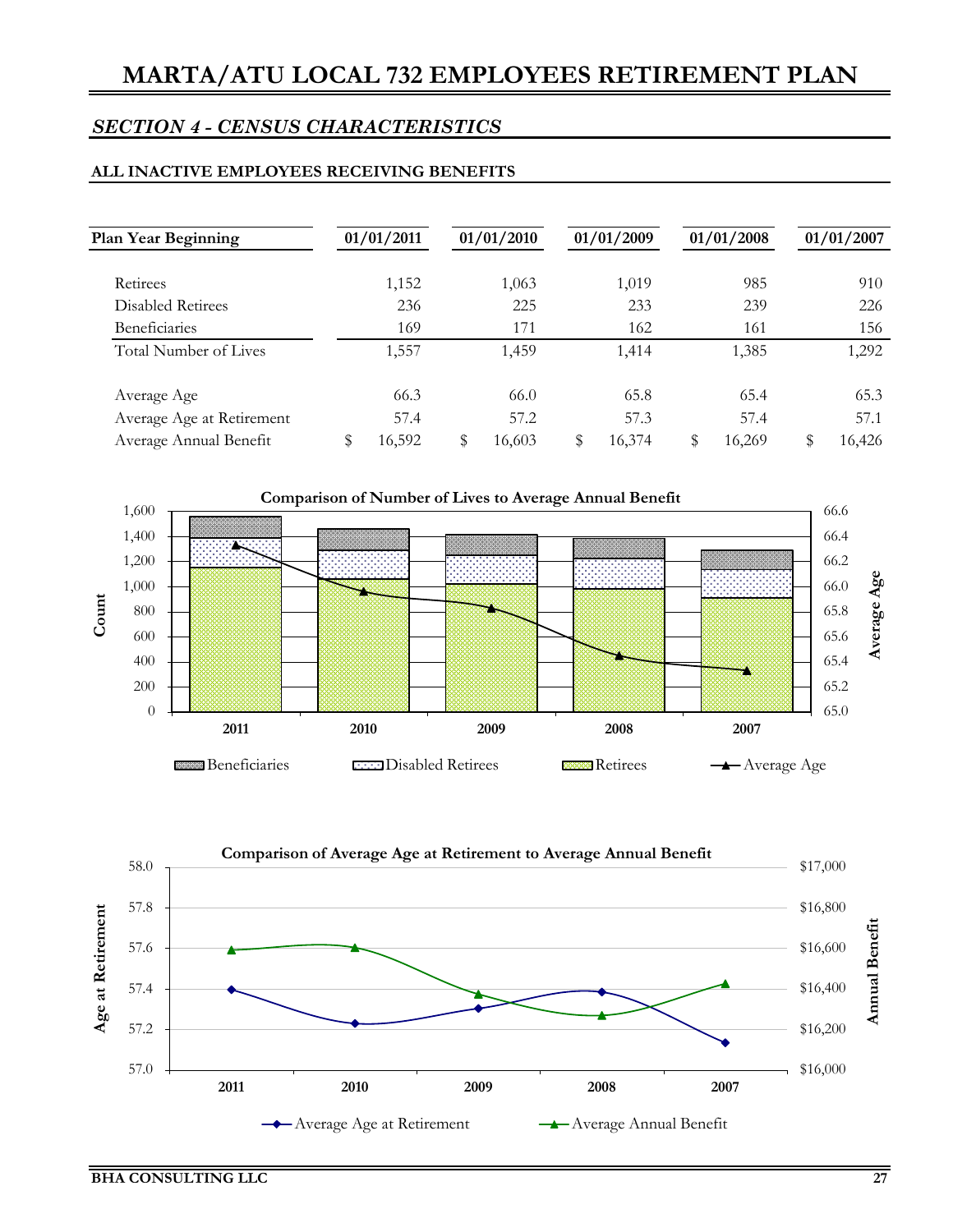# MARTA/ATU LOCAL 732 EMPLOYEES RETIREMENT PLAN

## *SECTION 4 - CENSUS CHARACTERISTICS*

### ALL INACTIVE EMPLOYEES RECEIVING BENEFITS

| Plan Year Beginning | 01/01/2011 | 01/01/2010 | 01/01/2009 | 01/01/2008 | 01/01/2007 |
|---|---|---|---|---|---|
| Retirees | 1,152 | 1,063 | 1,019 | 985 | 910 |
| Disabled Retirees | 236 | 225 | 233 | 239 | 226 |
| Beneficiaries | 169 | 171 | 162 | 161 | 156 |
| Total Number of Lives | 1,557 | 1,459 | 1,414 | 1,385 | 1,292 |
| Average Age | 66.3 | 66.0 | 65.8 | 65.4 | 65.3 |
| Average Age at Retirement | 57.4 | 57.2 | 57.3 | 57.4 | 57.1 |
| Average Annual Benefit | $ 16,592 | $ 16,603 | $ 16,374 | $ 16,269 | $ 16,426 |

**Comparison of Number of Lives to Average Annual Benefit**

**Comparison of Average Age at Retirement to Average Annual Benefit**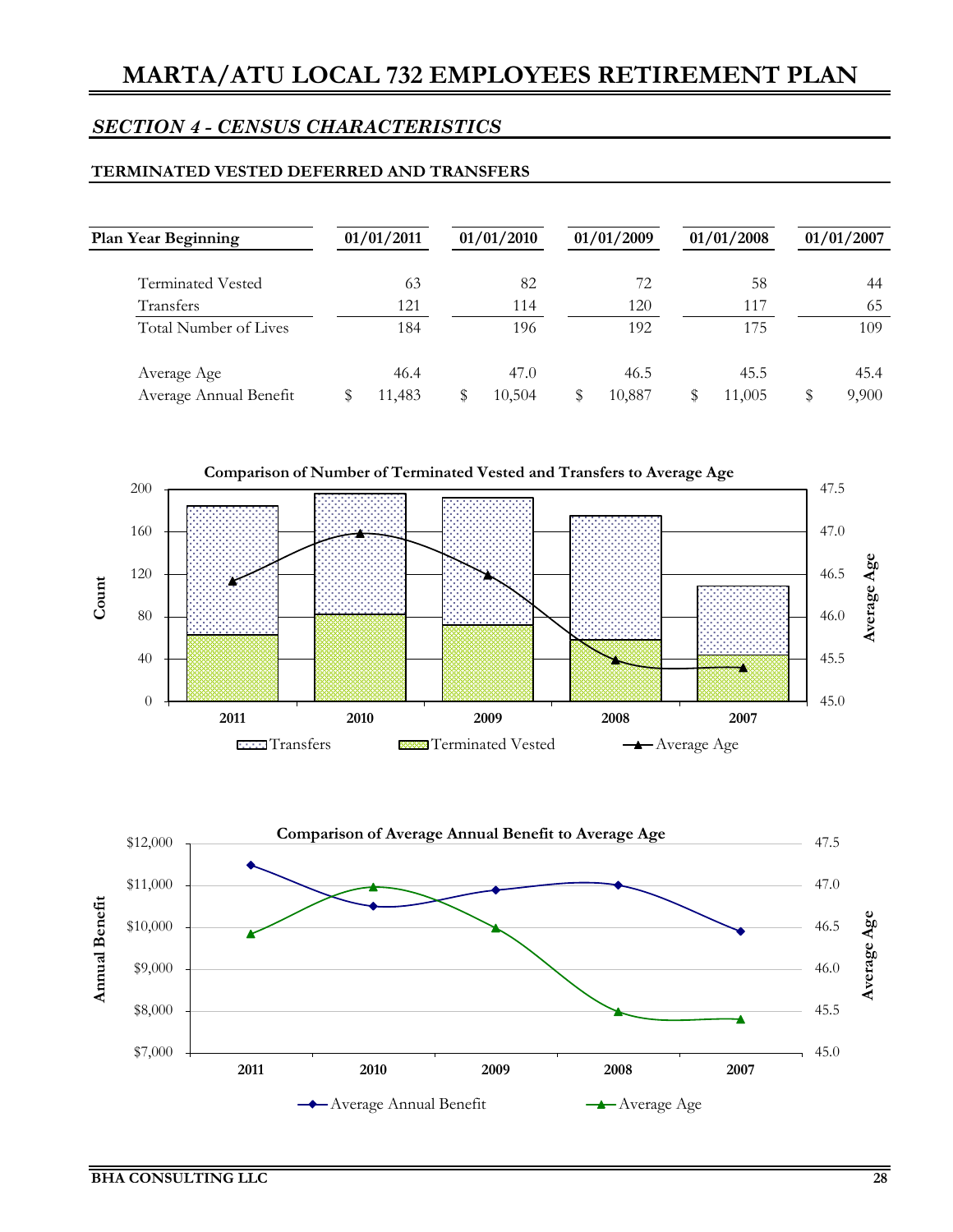# MARTA/ATU LOCAL 732 EMPLOYEES RETIREMENT PLAN

## *SECTION 4 - CENSUS CHARACTERISTICS*

### TERMINATED VESTED DEFERRED AND TRANSFERS

| Plan Year Beginning | 01/01/2011 | 01/01/2010 | 01/01/2009 | 01/01/2008 | 01/01/2007 |
|---|---|---|---|---|---|
| Terminated Vested | 63 | 82 | 72 | 58 | 44 |
| Transfers | 121 | 114 | 120 | 117 | 65 |
| Total Number of Lives | 184 | 196 | 192 | 175 | 109 |
| Average Age | 46.4 | 47.0 | 46.5 | 45.5 | 45.4 |
| Average Annual Benefit | $ 11,483 | $ 10,504 | $ 10,887 | $ 11,005 | $ 9,900 |

**Comparison of Number of Terminated Vested and Transfers to Average Age**

**Comparison of Average Annual Benefit to Average Age**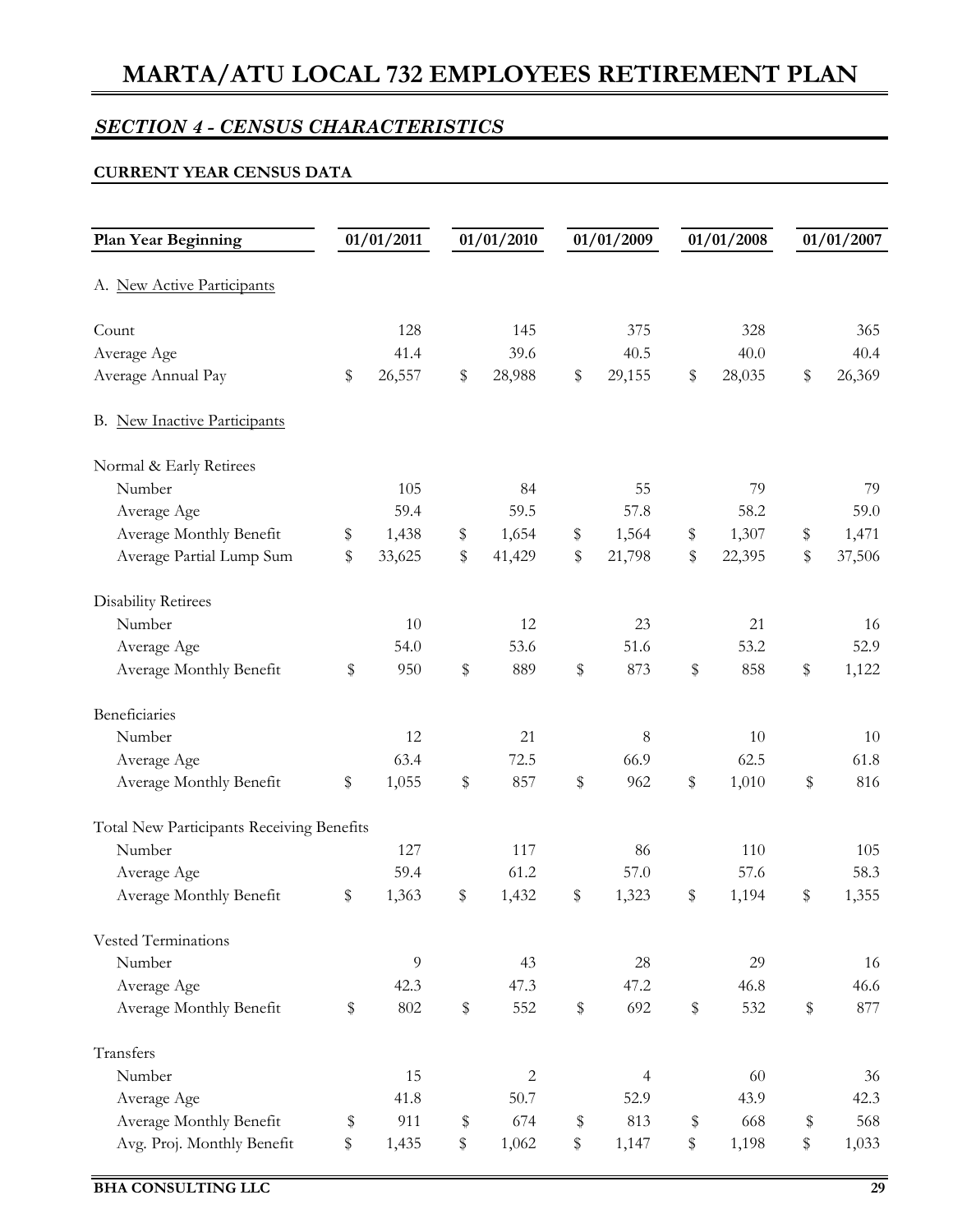# MARTA/ATU LOCAL 732 EMPLOYEES RETIREMENT PLAN

## *SECTION 4 - CENSUS CHARACTERISTICS*

### CURRENT YEAR CENSUS DATA

| Plan Year Beginning | 01/01/2011 | 01/01/2010 | 01/01/2009 | 01/01/2008 | 01/01/2007 |
|---|---|---|---|---|---|
| A. New Active Participants | | | | | |
| Count | 128 | 145 | 375 | 328 | 365 |
| Average Age | 41.4 | 39.6 | 40.5 | 40.0 | 40.4 |
| Average Annual Pay | $ 26,557 | $ 28,988 | $ 29,155 | $ 28,035 | $ 26,369 |
| B. New Inactive Participants | | | | | |
| Normal & Early Retirees | | | | | |
| Number | 105 | 84 | 55 | 79 | 79 |
| Average Age | 59.4 | 59.5 | 57.8 | 58.2 | 59.0 |
| Average Monthly Benefit | $ 1,438 | $ 1,654 | $ 1,564 | $ 1,307 | $ 1,471 |
| Average Partial Lump Sum | $ 33,625 | $ 41,429 | $ 21,798 | $ 22,395 | $ 37,506 |
| Disability Retirees | | | | | |
| Number | 10 | 12 | 23 | 21 | 16 |
| Average Age | 54.0 | 53.6 | 51.6 | 53.2 | 52.9 |
| Average Monthly Benefit | $ 950 | $ 889 | $ 873 | $ 858 | $ 1,122 |
| Beneficiaries | | | | | |
| Number | 12 | 21 | 8 | 10 | 10 |
| Average Age | 63.4 | 72.5 | 66.9 | 62.5 | 61.8 |
| Average Monthly Benefit | $ 1,055 | $ 857 | $ 962 | $ 1,010 | $ 816 |
| Total New Participants Receiving Benefits | | | | | |
| Number | 127 | 117 | 86 | 110 | 105 |
| Average Age | 59.4 | 61.2 | 57.0 | 57.6 | 58.3 |
| Average Monthly Benefit | $ 1,363 | $ 1,432 | $ 1,323 | $ 1,194 | $ 1,355 |
| Vested Terminations | | | | | |
| Number | 9 | 43 | 28 | 29 | 16 |
| Average Age | 42.3 | 47.3 | 47.2 | 46.8 | 46.6 |
| Average Monthly Benefit | $ 802 | $ 552 | $ 692 | $ 532 | $ 877 |
| Transfers | | | | | |
| Number | 15 | 2 | 4 | 60 | 36 |
| Average Age | 41.8 | 50.7 | 52.9 | 43.9 | 42.3 |
| Average Monthly Benefit | $ 911 | $ 674 | $ 813 | $ 668 | $ 568 |
| Avg. Proj. Monthly Benefit | $ 1,435 | $ 1,062 | $ 1,147 | $ 1,198 | $ 1,033 |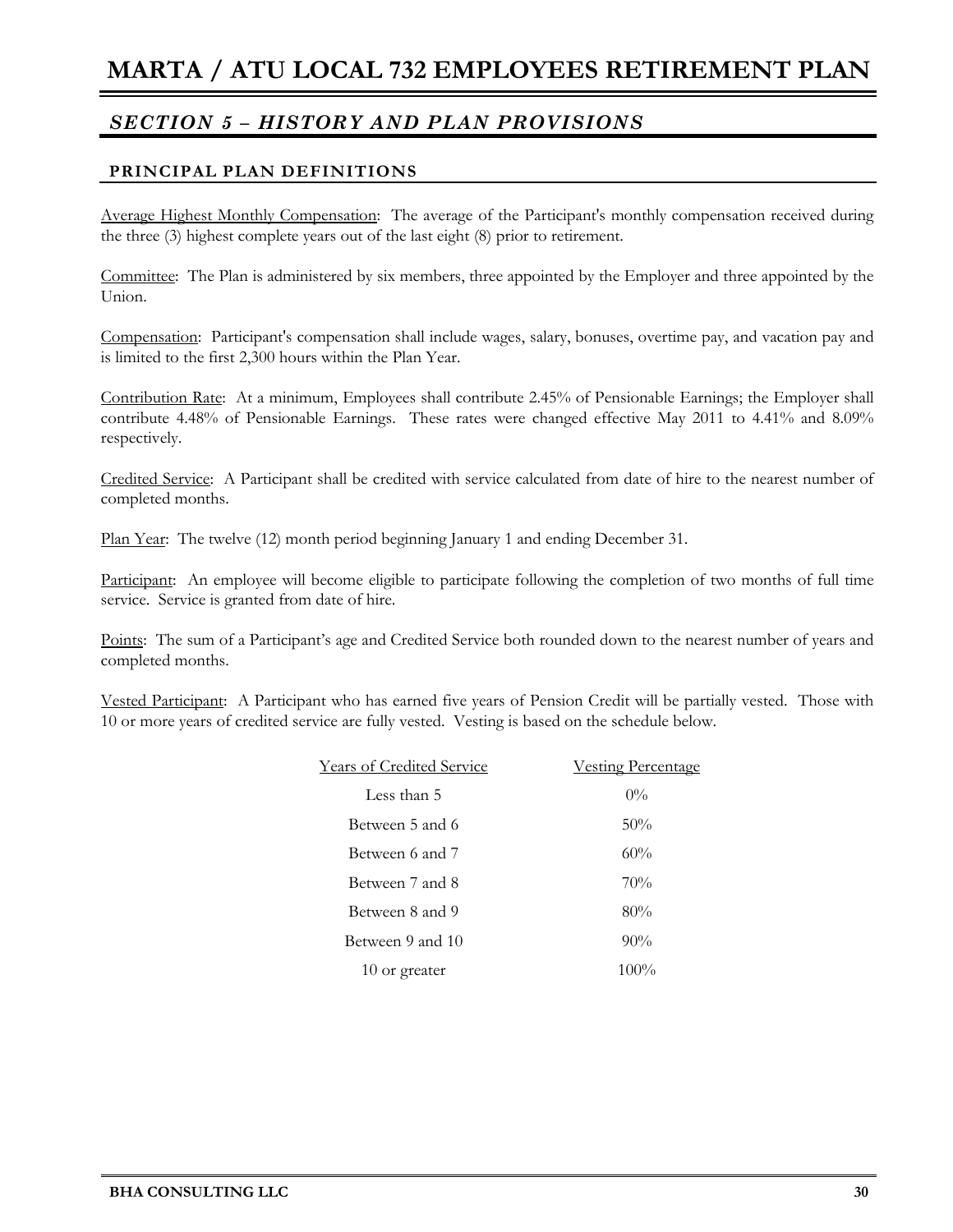# MARTA / ATU LOCAL 732 EMPLOYEES RETIREMENT PLAN

## *SECTION 5 – HISTORY AND PLAN PROVISIONS*

### PRINCIPAL PLAN DEFINITIONS

Average Highest Monthly Compensation: The average of the Participant's monthly compensation received during the three (3) highest complete years out of the last eight (8) prior to retirement.

Committee: The Plan is administered by six members, three appointed by the Employer and three appointed by the Union.

Compensation: Participant's compensation shall include wages, salary, bonuses, overtime pay, and vacation pay and is limited to the first 2,300 hours within the Plan Year.

Contribution Rate: At a minimum, Employees shall contribute 2.45% of Pensionable Earnings; the Employer shall contribute 4.48% of Pensionable Earnings. These rates were changed effective May 2011 to 4.41% and 8.09% respectively.

Credited Service: A Participant shall be credited with service calculated from date of hire to the nearest number of completed months.

Plan Year: The twelve (12) month period beginning January 1 and ending December 31.

Participant: An employee will become eligible to participate following the completion of two months of full time service. Service is granted from date of hire.

Points: The sum of a Participant's age and Credited Service both rounded down to the nearest number of years and completed months.

Vested Participant: A Participant who has earned five years of Pension Credit will be partially vested. Those with 10 or more years of credited service are fully vested. Vesting is based on the schedule below.

| Years of Credited Service | Vesting Percentage |
|---|---|
| Less than 5 | 0% |
| Between 5 and 6 | 50% |
| Between 6 and 7 | 60% |
| Between 7 and 8 | 70% |
| Between 8 and 9 | 80% |
| Between 9 and 10 | 90% |
| 10 or greater | 100% |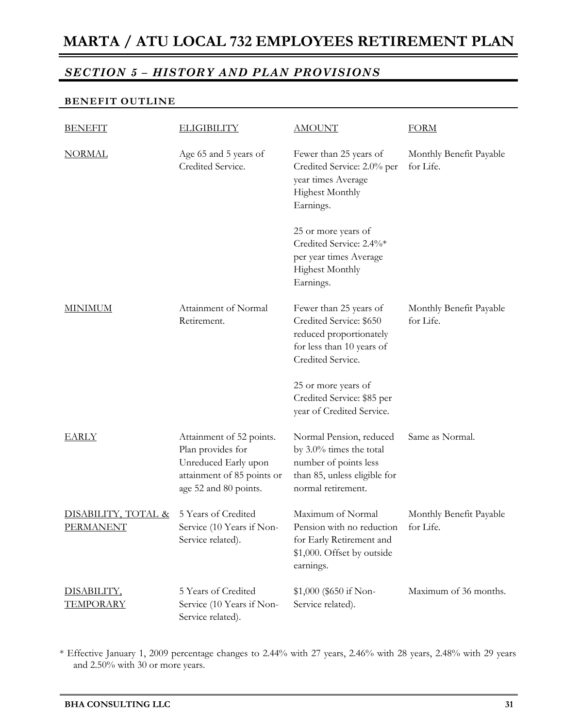# MARTA / ATU LOCAL 732 EMPLOYEES RETIREMENT PLAN

## *SECTION 5 – HISTORY AND PLAN PROVISIONS*

### BENEFIT OUTLINE

| BENEFIT | ELIGIBILITY | AMOUNT | FORM |
|---|---|---|---|
| NORMAL | Age 65 and 5 years of Credited Service. | Fewer than 25 years of Credited Service: 2.0% per year times Average Highest Monthly Earnings.<br><br>25 or more years of Credited Service: 2.4%* per year times Average Highest Monthly Earnings. | Monthly Benefit Payable for Life. |
| MINIMUM | Attainment of Normal Retirement. | Fewer than 25 years of Credited Service: $650 reduced proportionately for less than 10 years of Credited Service.<br><br>25 or more years of Credited Service: $85 per year of Credited Service. | Monthly Benefit Payable for Life. |
| EARLY | Attainment of 52 points. Plan provides for Unreduced Early upon attainment of 85 points or age 52 and 80 points. | Normal Pension, reduced by 3.0% times the total number of points less than 85, unless eligible for normal retirement. | Same as Normal. |
| DISABILITY, TOTAL & PERMANENT | 5 Years of Credited Service (10 Years if Non-Service related). | Maximum of Normal Pension with no reduction for Early Retirement and $1,000. Offset by outside earnings. | Monthly Benefit Payable for Life. |
| DISABILITY, TEMPORARY | 5 Years of Credited Service (10 Years if Non-Service related). | $1,000 ($650 if Non-Service related). | Maximum of 36 months. |

* Effective January 1, 2009 percentage changes to 2.44% with 27 years, 2.46% with 28 years, 2.48% with 29 years and 2.50% with 30 or more years.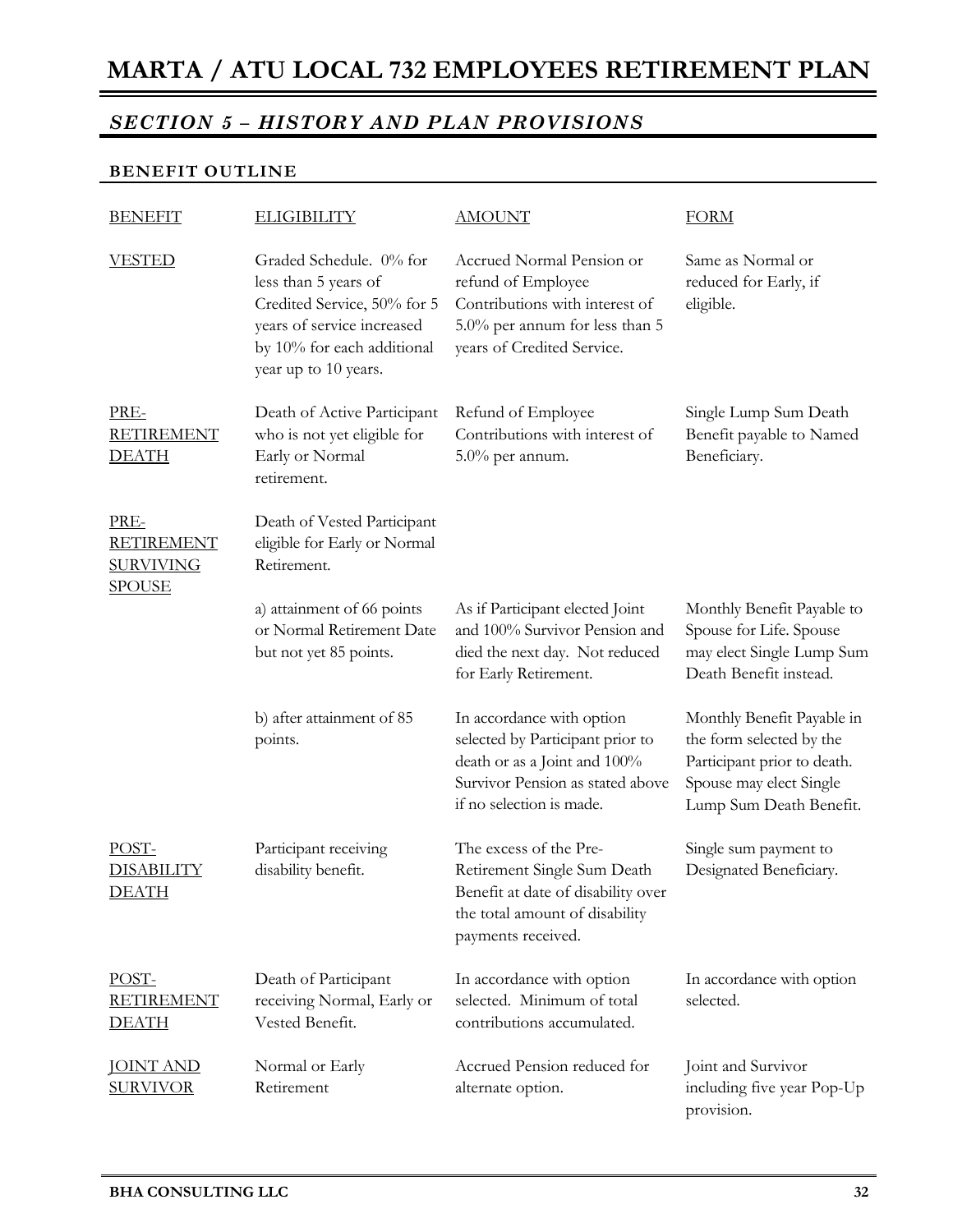# MARTA / ATU LOCAL 732 EMPLOYEES RETIREMENT PLAN

## *SECTION 5 – HISTORY AND PLAN PROVISIONS*

### BENEFIT OUTLINE

| BENEFIT | ELIGIBILITY | AMOUNT | FORM |
|---|---|---|---|
| VESTED | Graded Schedule. 0% for less than 5 years of Credited Service, 50% for 5 years of service increased by 10% for each additional year up to 10 years. | Accrued Normal Pension or refund of Employee Contributions with interest of 5.0% per annum for less than 5 years of Credited Service. | Same as Normal or reduced for Early, if eligible. |
| PRE-RETIREMENT DEATH | Death of Active Participant who is not yet eligible for Early or Normal retirement. | Refund of Employee Contributions with interest of 5.0% per annum. | Single Lump Sum Death Benefit payable to Named Beneficiary. |
| PRE-RETIREMENT SURVIVING SPOUSE | Death of Vested Participant eligible for Early or Normal Retirement. | | |
| | a) attainment of 66 points or Normal Retirement Date but not yet 85 points. | As if Participant elected Joint and 100% Survivor Pension and died the next day. Not reduced for Early Retirement. | Monthly Benefit Payable to Spouse for Life. Spouse may elect Single Lump Sum Death Benefit instead. |
| | b) after attainment of 85 points. | In accordance with option selected by Participant prior to death or as a Joint and 100% Survivor Pension as stated above if no selection is made. | Monthly Benefit Payable in the form selected by the Participant prior to death. Spouse may elect Single Lump Sum Death Benefit. |
| POST-DISABILITY DEATH | Participant receiving disability benefit. | The excess of the Pre-Retirement Single Sum Death Benefit at date of disability over the total amount of disability payments received. | Single sum payment to Designated Beneficiary. |
| POST-RETIREMENT DEATH | Death of Participant receiving Normal, Early or Vested Benefit. | In accordance with option selected. Minimum of total contributions accumulated. | In accordance with option selected. |
| JOINT AND SURVIVOR | Normal or Early Retirement | Accrued Pension reduced for alternate option. | Joint and Survivor including five year Pop-Up provision. |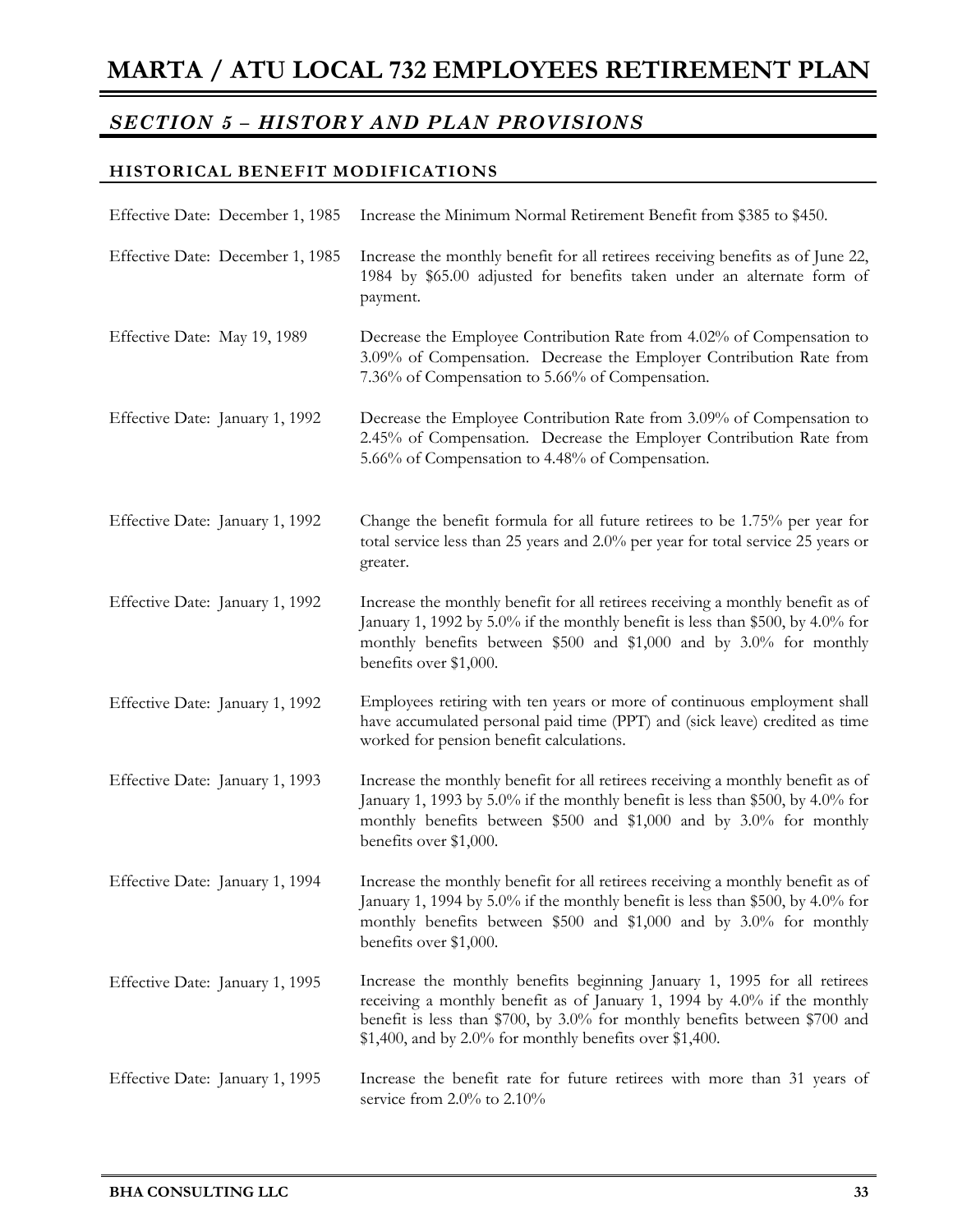# MARTA / ATU LOCAL 732 EMPLOYEES RETIREMENT PLAN

## *SECTION 5 – HISTORY AND PLAN PROVISIONS*

### HISTORICAL BENEFIT MODIFICATIONS

| | |
|---|---|
| Effective Date: December 1, 1985 | Increase the Minimum Normal Retirement Benefit from $385 to $450. |
| Effective Date: December 1, 1985 | Increase the monthly benefit for all retirees receiving benefits as of June 22, 1984 by $65.00 adjusted for benefits taken under an alternate form of payment. |
| Effective Date: May 19, 1989 | Decrease the Employee Contribution Rate from 4.02% of Compensation to 3.09% of Compensation. Decrease the Employer Contribution Rate from 7.36% of Compensation to 5.66% of Compensation. |
| Effective Date: January 1, 1992 | Decrease the Employee Contribution Rate from 3.09% of Compensation to 2.45% of Compensation. Decrease the Employer Contribution Rate from 5.66% of Compensation to 4.48% of Compensation. |
| Effective Date: January 1, 1992 | Change the benefit formula for all future retirees to be 1.75% per year for total service less than 25 years and 2.0% per year for total service 25 years or greater. |
| Effective Date: January 1, 1992 | Increase the monthly benefit for all retirees receiving a monthly benefit as of January 1, 1992 by 5.0% if the monthly benefit is less than $500, by 4.0% for monthly benefits between $500 and $1,000 and by 3.0% for monthly benefits over $1,000. |
| Effective Date: January 1, 1992 | Employees retiring with ten years or more of continuous employment shall have accumulated personal paid time (PPT) and (sick leave) credited as time worked for pension benefit calculations. |
| Effective Date: January 1, 1993 | Increase the monthly benefit for all retirees receiving a monthly benefit as of January 1, 1993 by 5.0% if the monthly benefit is less than $500, by 4.0% for monthly benefits between $500 and $1,000 and by 3.0% for monthly benefits over $1,000. |
| Effective Date: January 1, 1994 | Increase the monthly benefit for all retirees receiving a monthly benefit as of January 1, 1994 by 5.0% if the monthly benefit is less than $500, by 4.0% for monthly benefits between $500 and $1,000 and by 3.0% for monthly benefits over $1,000. |
| Effective Date: January 1, 1995 | Increase the monthly benefits beginning January 1, 1995 for all retirees receiving a monthly benefit as of January 1, 1994 by 4.0% if the monthly benefit is less than $700, by 3.0% for monthly benefits between $700 and $1,400, and by 2.0% for monthly benefits over $1,400. |
| Effective Date: January 1, 1995 | Increase the benefit rate for future retirees with more than 31 years of service from 2.0% to 2.10% |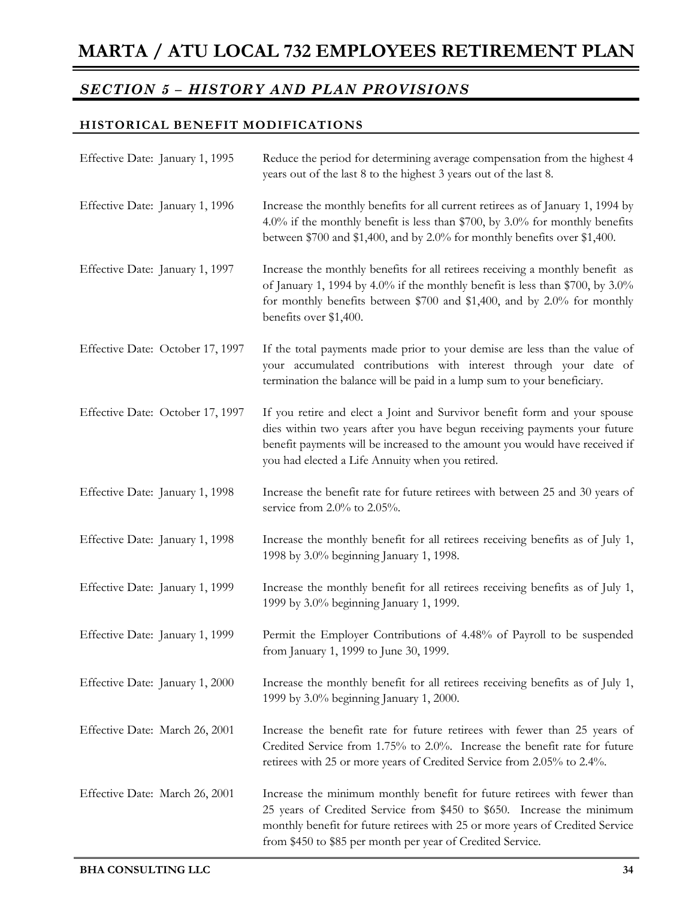# MARTA / ATU LOCAL 732 EMPLOYEES RETIREMENT PLAN

## *SECTION 5 – HISTORY AND PLAN PROVISIONS*

### HISTORICAL BENEFIT MODIFICATIONS

| | |
|---|---|
| Effective Date: January 1, 1995 | Reduce the period for determining average compensation from the highest 4 years out of the last 8 to the highest 3 years out of the last 8. |
| Effective Date: January 1, 1996 | Increase the monthly benefits for all current retirees as of January 1, 1994 by 4.0% if the monthly benefit is less than $700, by 3.0% for monthly benefits between $700 and $1,400, and by 2.0% for monthly benefits over $1,400. |
| Effective Date: January 1, 1997 | Increase the monthly benefits for all retirees receiving a monthly benefit as of January 1, 1994 by 4.0% if the monthly benefit is less than $700, by 3.0% for monthly benefits between $700 and $1,400, and by 2.0% for monthly benefits over $1,400. |
| Effective Date: October 17, 1997 | If the total payments made prior to your demise are less than the value of your accumulated contributions with interest through your date of termination the balance will be paid in a lump sum to your beneficiary. |
| Effective Date: October 17, 1997 | If you retire and elect a Joint and Survivor benefit form and your spouse dies within two years after you have begun receiving payments your future benefit payments will be increased to the amount you would have received if you had elected a Life Annuity when you retired. |
| Effective Date: January 1, 1998 | Increase the benefit rate for future retirees with between 25 and 30 years of service from 2.0% to 2.05%. |
| Effective Date: January 1, 1998 | Increase the monthly benefit for all retirees receiving benefits as of July 1, 1998 by 3.0% beginning January 1, 1998. |
| Effective Date: January 1, 1999 | Increase the monthly benefit for all retirees receiving benefits as of July 1, 1999 by 3.0% beginning January 1, 1999. |
| Effective Date: January 1, 1999 | Permit the Employer Contributions of 4.48% of Payroll to be suspended from January 1, 1999 to June 30, 1999. |
| Effective Date: January 1, 2000 | Increase the monthly benefit for all retirees receiving benefits as of July 1, 1999 by 3.0% beginning January 1, 2000. |
| Effective Date: March 26, 2001 | Increase the benefit rate for future retirees with fewer than 25 years of Credited Service from 1.75% to 2.0%. Increase the benefit rate for future retirees with 25 or more years of Credited Service from 2.05% to 2.4%. |
| Effective Date: March 26, 2001 | Increase the minimum monthly benefit for future retirees with fewer than 25 years of Credited Service from $450 to $650. Increase the minimum monthly benefit for future retirees with 25 or more years of Credited Service from $450 to $85 per month per year of Credited Service. |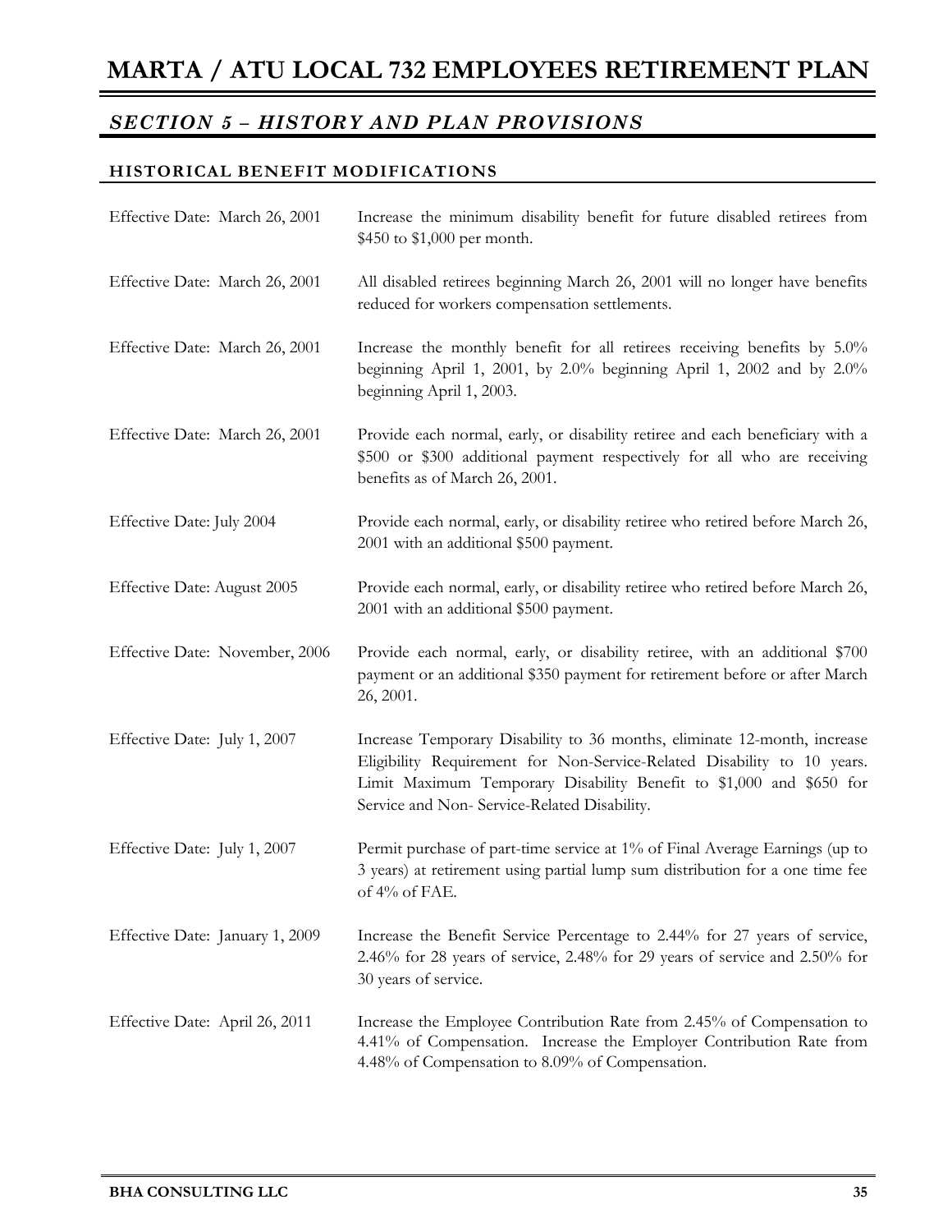# MARTA / ATU LOCAL 732 EMPLOYEES RETIREMENT PLAN

## *SECTION 5 – HISTORY AND PLAN PROVISIONS*

### HISTORICAL BENEFIT MODIFICATIONS

| | |
|---|---|
| Effective Date: March 26, 2001 | Increase the minimum disability benefit for future disabled retirees from \$450 to \$1,000 per month. |
| Effective Date: March 26, 2001 | All disabled retirees beginning March 26, 2001 will no longer have benefits reduced for workers compensation settlements. |
| Effective Date: March 26, 2001 | Increase the monthly benefit for all retirees receiving benefits by 5.0% beginning April 1, 2001, by 2.0% beginning April 1, 2002 and by 2.0% beginning April 1, 2003. |
| Effective Date: March 26, 2001 | Provide each normal, early, or disability retiree and each beneficiary with a \$500 or \$300 additional payment respectively for all who are receiving benefits as of March 26, 2001. |
| Effective Date: July 2004 | Provide each normal, early, or disability retiree who retired before March 26, 2001 with an additional \$500 payment. |
| Effective Date: August 2005 | Provide each normal, early, or disability retiree who retired before March 26, 2001 with an additional \$500 payment. |
| Effective Date: November, 2006 | Provide each normal, early, or disability retiree, with an additional \$700 payment or an additional \$350 payment for retirement before or after March 26, 2001. |
| Effective Date: July 1, 2007 | Increase Temporary Disability to 36 months, eliminate 12-month, increase Eligibility Requirement for Non-Service-Related Disability to 10 years. Limit Maximum Temporary Disability Benefit to \$1,000 and \$650 for Service and Non- Service-Related Disability. |
| Effective Date: July 1, 2007 | Permit purchase of part-time service at 1% of Final Average Earnings (up to 3 years) at retirement using partial lump sum distribution for a one time fee of 4% of FAE. |
| Effective Date: January 1, 2009 | Increase the Benefit Service Percentage to 2.44% for 27 years of service, 2.46% for 28 years of service, 2.48% for 29 years of service and 2.50% for 30 years of service. |
| Effective Date: April 26, 2011 | Increase the Employee Contribution Rate from 2.45% of Compensation to 4.41% of Compensation. Increase the Employer Contribution Rate from 4.48% of Compensation to 8.09% of Compensation. |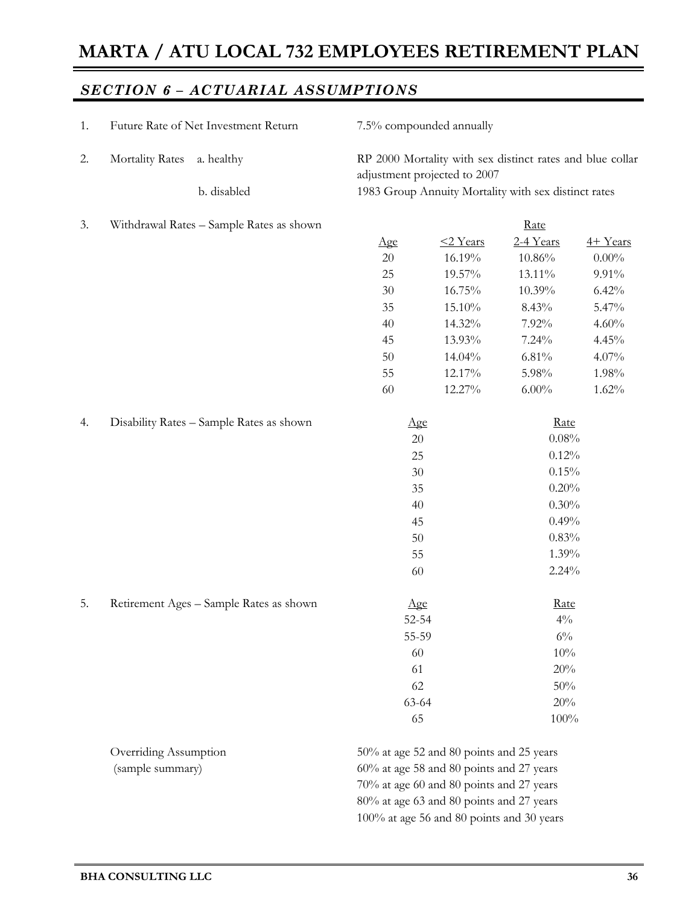# MARTA / ATU LOCAL 732 EMPLOYEES RETIREMENT PLAN

## *SECTION 6 – ACTUARIAL ASSUMPTIONS*

1. Future Rate of Net Investment Return — 7.5% compounded annually

2. Mortality Rates
   - a. healthy — RP 2000 Mortality with sex distinct rates and blue collar adjustment projected to 2007
   - b. disabled — 1983 Group Annuity Mortality with sex distinct rates

3. Withdrawal Rates – Sample Rates as shown

| | Rate | | |
|---|---|---|---|
| Age | <2 Years | 2-4 Years | 4+ Years |
| 20 | 16.19% | 10.86% | 0.00% |
| 25 | 19.57% | 13.11% | 9.91% |
| 30 | 16.75% | 10.39% | 6.42% |
| 35 | 15.10% | 8.43% | 5.47% |
| 40 | 14.32% | 7.92% | 4.60% |
| 45 | 13.93% | 7.24% | 4.45% |
| 50 | 14.04% | 6.81% | 4.07% |
| 55 | 12.17% | 5.98% | 1.98% |
| 60 | 12.27% | 6.00% | 1.62% |

4. Disability Rates – Sample Rates as shown

| Age | Rate |
|---|---|
| 20 | 0.08% |
| 25 | 0.12% |
| 30 | 0.15% |
| 35 | 0.20% |
| 40 | 0.30% |
| 45 | 0.49% |
| 50 | 0.83% |
| 55 | 1.39% |
| 60 | 2.24% |

5. Retirement Ages – Sample Rates as shown

| Age | Rate |
|---|---|
| 52-54 | 4% |
| 55-59 | 6% |
| 60 | 10% |
| 61 | 20% |
| 62 | 50% |
| 63-64 | 20% |
| 65 | 100% |

Overriding Assumption (sample summary)

50% at age 52 and 80 points and 25 years
60% at age 58 and 80 points and 27 years
70% at age 60 and 80 points and 27 years
80% at age 63 and 80 points and 27 years
100% at age 56 and 80 points and 30 years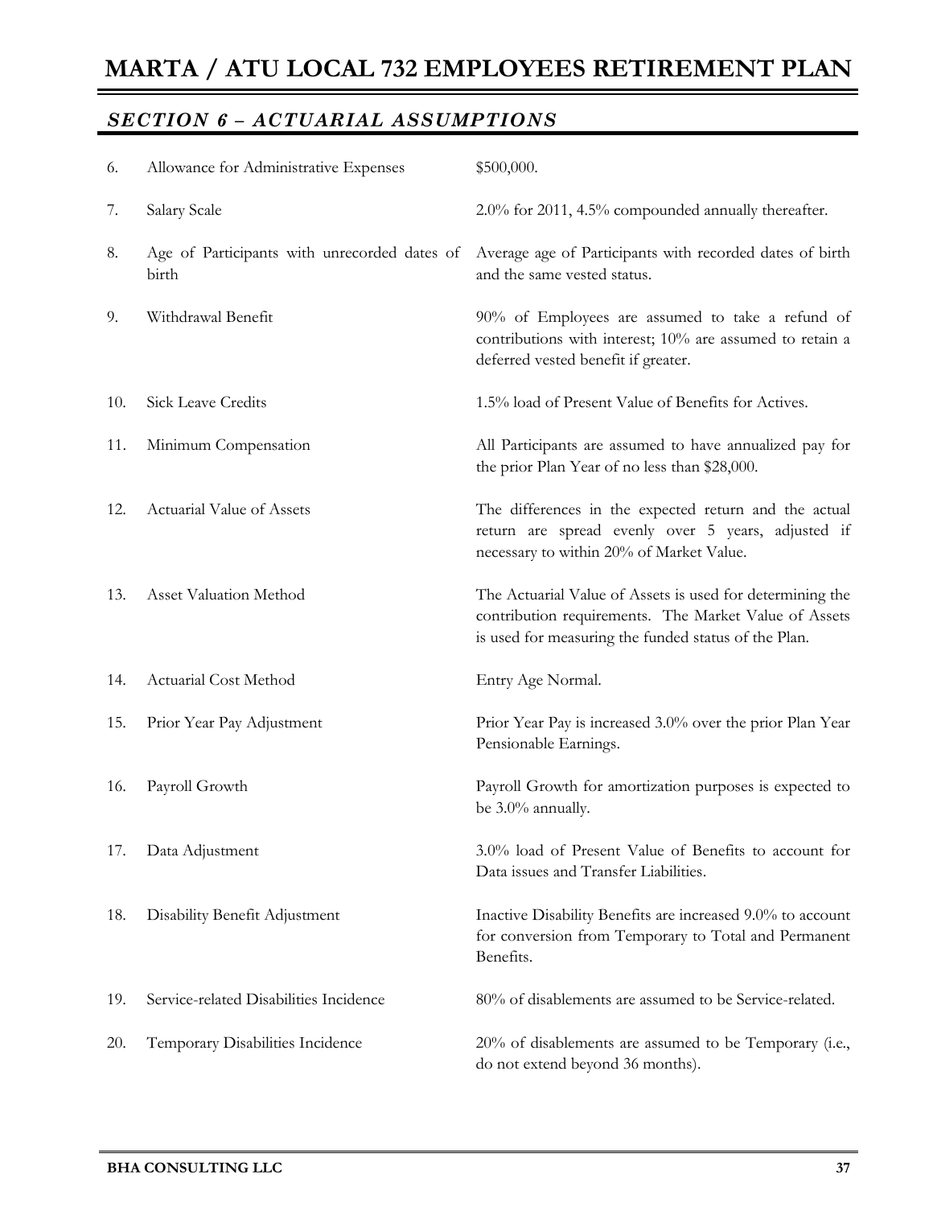## *SECTION 6 – ACTUARIAL ASSUMPTIONS*

| | | |
|---|---|---|
| 6. | Allowance for Administrative Expenses | \$500,000. |
| 7. | Salary Scale | 2.0% for 2011, 4.5% compounded annually thereafter. |
| 8. | Age of Participants with unrecorded dates of birth | Average age of Participants with recorded dates of birth and the same vested status. |
| 9. | Withdrawal Benefit | 90% of Employees are assumed to take a refund of contributions with interest; 10% are assumed to retain a deferred vested benefit if greater. |
| 10. | Sick Leave Credits | 1.5% load of Present Value of Benefits for Actives. |
| 11. | Minimum Compensation | All Participants are assumed to have annualized pay for the prior Plan Year of no less than \$28,000. |
| 12. | Actuarial Value of Assets | The differences in the expected return and the actual return are spread evenly over 5 years, adjusted if necessary to within 20% of Market Value. |
| 13. | Asset Valuation Method | The Actuarial Value of Assets is used for determining the contribution requirements. The Market Value of Assets is used for measuring the funded status of the Plan. |
| 14. | Actuarial Cost Method | Entry Age Normal. |
| 15. | Prior Year Pay Adjustment | Prior Year Pay is increased 3.0% over the prior Plan Year Pensionable Earnings. |
| 16. | Payroll Growth | Payroll Growth for amortization purposes is expected to be 3.0% annually. |
| 17. | Data Adjustment | 3.0% load of Present Value of Benefits to account for Data issues and Transfer Liabilities. |
| 18. | Disability Benefit Adjustment | Inactive Disability Benefits are increased 9.0% to account for conversion from Temporary to Total and Permanent Benefits. |
| 19. | Service-related Disabilities Incidence | 80% of disablements are assumed to be Service-related. |
| 20. | Temporary Disabilities Incidence | 20% of disablements are assumed to be Temporary (i.e., do not extend beyond 36 months). |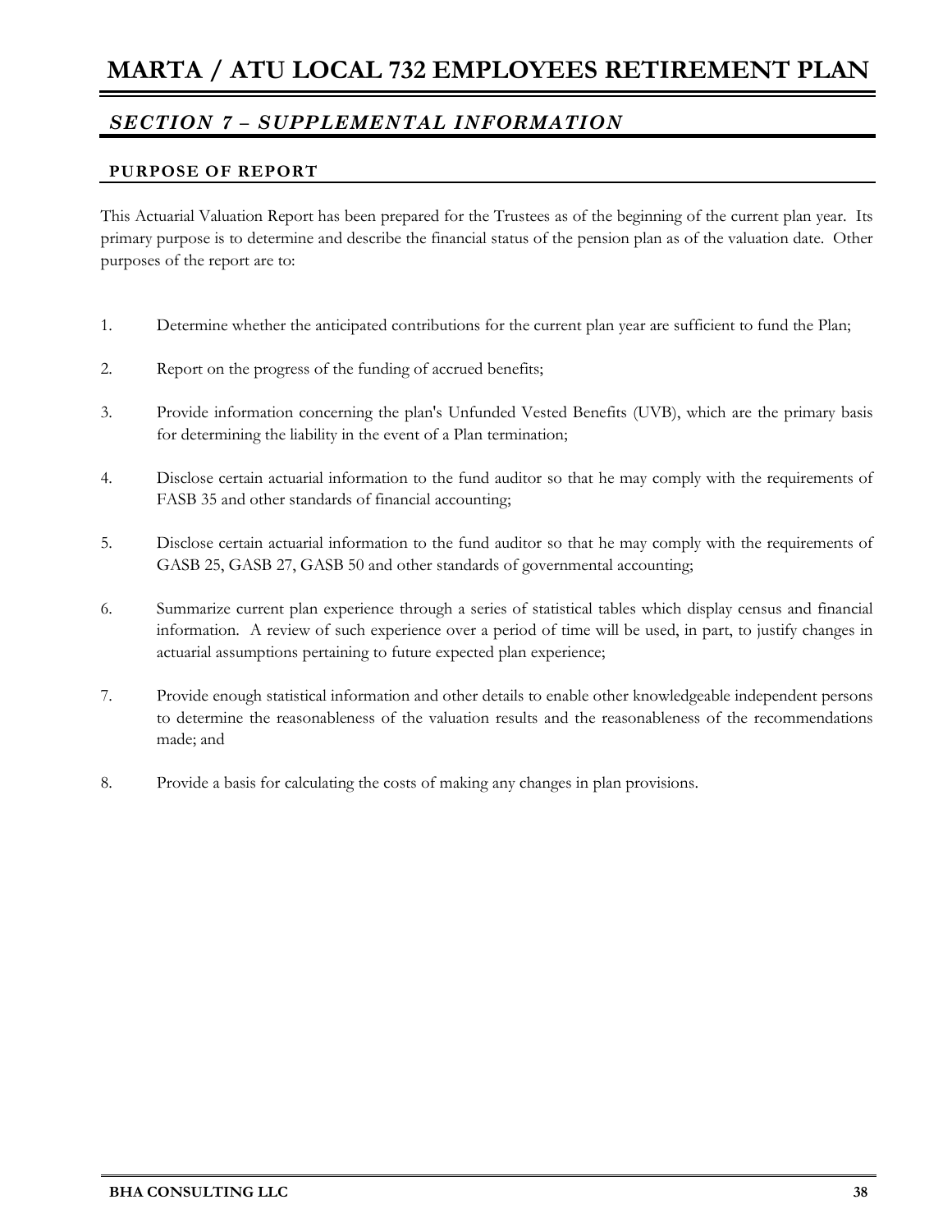# MARTA / ATU LOCAL 732 EMPLOYEES RETIREMENT PLAN

## *SECTION 7 – SUPPLEMENTAL INFORMATION*

### PURPOSE OF REPORT

This Actuarial Valuation Report has been prepared for the Trustees as of the beginning of the current plan year. Its primary purpose is to determine and describe the financial status of the pension plan as of the valuation date. Other purposes of the report are to:

1. Determine whether the anticipated contributions for the current plan year are sufficient to fund the Plan;

2. Report on the progress of the funding of accrued benefits;

3. Provide information concerning the plan's Unfunded Vested Benefits (UVB), which are the primary basis for determining the liability in the event of a Plan termination;

4. Disclose certain actuarial information to the fund auditor so that he may comply with the requirements of FASB 35 and other standards of financial accounting;

5. Disclose certain actuarial information to the fund auditor so that he may comply with the requirements of GASB 25, GASB 27, GASB 50 and other standards of governmental accounting;

6. Summarize current plan experience through a series of statistical tables which display census and financial information. A review of such experience over a period of time will be used, in part, to justify changes in actuarial assumptions pertaining to future expected plan experience;

7. Provide enough statistical information and other details to enable other knowledgeable independent persons to determine the reasonableness of the valuation results and the reasonableness of the recommendations made; and

8. Provide a basis for calculating the costs of making any changes in plan provisions.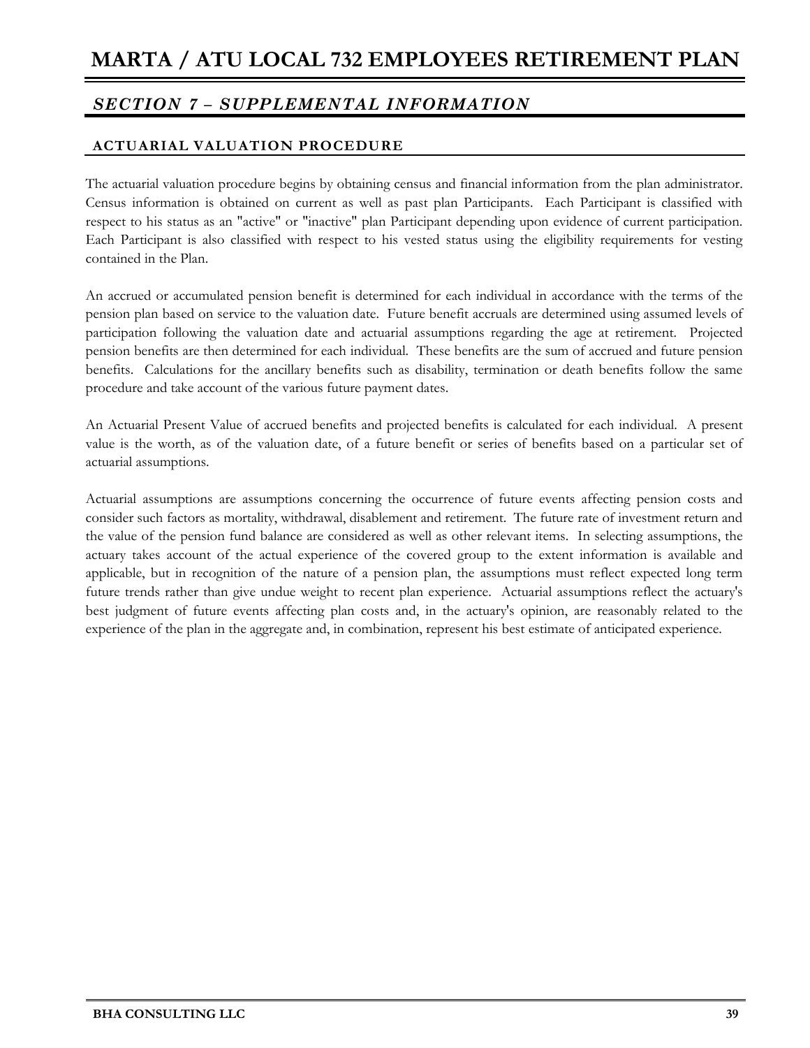## *SECTION 7 – SUPPLEMENTAL INFORMATION*

### ACTUARIAL VALUATION PROCEDURE

The actuarial valuation procedure begins by obtaining census and financial information from the plan administrator. Census information is obtained on current as well as past plan Participants. Each Participant is classified with respect to his status as an "active" or "inactive" plan Participant depending upon evidence of current participation. Each Participant is also classified with respect to his vested status using the eligibility requirements for vesting contained in the Plan.

An accrued or accumulated pension benefit is determined for each individual in accordance with the terms of the pension plan based on service to the valuation date. Future benefit accruals are determined using assumed levels of participation following the valuation date and actuarial assumptions regarding the age at retirement. Projected pension benefits are then determined for each individual. These benefits are the sum of accrued and future pension benefits. Calculations for the ancillary benefits such as disability, termination or death benefits follow the same procedure and take account of the various future payment dates.

An Actuarial Present Value of accrued benefits and projected benefits is calculated for each individual. A present value is the worth, as of the valuation date, of a future benefit or series of benefits based on a particular set of actuarial assumptions.

Actuarial assumptions are assumptions concerning the occurrence of future events affecting pension costs and consider such factors as mortality, withdrawal, disablement and retirement. The future rate of investment return and the value of the pension fund balance are considered as well as other relevant items. In selecting assumptions, the actuary takes account of the actual experience of the covered group to the extent information is available and applicable, but in recognition of the nature of a pension plan, the assumptions must reflect expected long term future trends rather than give undue weight to recent plan experience. Actuarial assumptions reflect the actuary's best judgment of future events affecting plan costs and, in the actuary's opinion, are reasonably related to the experience of the plan in the aggregate and, in combination, represent his best estimate of anticipated experience.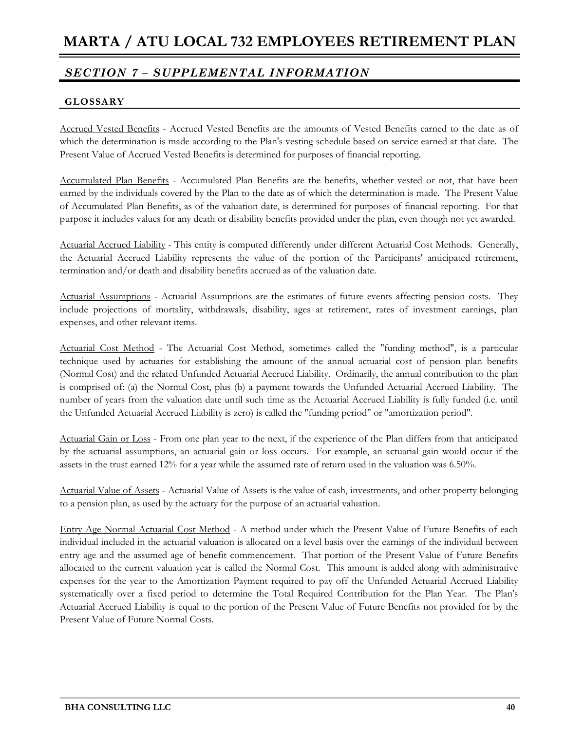# MARTA / ATU LOCAL 732 EMPLOYEES RETIREMENT PLAN

## *SECTION 7 – SUPPLEMENTAL INFORMATION*

### GLOSSARY

Accrued Vested Benefits - Accrued Vested Benefits are the amounts of Vested Benefits earned to the date as of which the determination is made according to the Plan's vesting schedule based on service earned at that date. The Present Value of Accrued Vested Benefits is determined for purposes of financial reporting.

Accumulated Plan Benefits - Accumulated Plan Benefits are the benefits, whether vested or not, that have been earned by the individuals covered by the Plan to the date as of which the determination is made. The Present Value of Accumulated Plan Benefits, as of the valuation date, is determined for purposes of financial reporting. For that purpose it includes values for any death or disability benefits provided under the plan, even though not yet awarded.

Actuarial Accrued Liability - This entity is computed differently under different Actuarial Cost Methods. Generally, the Actuarial Accrued Liability represents the value of the portion of the Participants' anticipated retirement, termination and/or death and disability benefits accrued as of the valuation date.

Actuarial Assumptions - Actuarial Assumptions are the estimates of future events affecting pension costs. They include projections of mortality, withdrawals, disability, ages at retirement, rates of investment earnings, plan expenses, and other relevant items.

Actuarial Cost Method - The Actuarial Cost Method, sometimes called the "funding method", is a particular technique used by actuaries for establishing the amount of the annual actuarial cost of pension plan benefits (Normal Cost) and the related Unfunded Actuarial Accrued Liability. Ordinarily, the annual contribution to the plan is comprised of: (a) the Normal Cost, plus (b) a payment towards the Unfunded Actuarial Accrued Liability. The number of years from the valuation date until such time as the Actuarial Accrued Liability is fully funded (i.e. until the Unfunded Actuarial Accrued Liability is zero) is called the "funding period" or "amortization period".

Actuarial Gain or Loss - From one plan year to the next, if the experience of the Plan differs from that anticipated by the actuarial assumptions, an actuarial gain or loss occurs. For example, an actuarial gain would occur if the assets in the trust earned 12% for a year while the assumed rate of return used in the valuation was 6.50%.

Actuarial Value of Assets - Actuarial Value of Assets is the value of cash, investments, and other property belonging to a pension plan, as used by the actuary for the purpose of an actuarial valuation.

Entry Age Normal Actuarial Cost Method - A method under which the Present Value of Future Benefits of each individual included in the actuarial valuation is allocated on a level basis over the earnings of the individual between entry age and the assumed age of benefit commencement. That portion of the Present Value of Future Benefits allocated to the current valuation year is called the Normal Cost. This amount is added along with administrative expenses for the year to the Amortization Payment required to pay off the Unfunded Actuarial Accrued Liability systematically over a fixed period to determine the Total Required Contribution for the Plan Year. The Plan's Actuarial Accrued Liability is equal to the portion of the Present Value of Future Benefits not provided for by the Present Value of Future Normal Costs.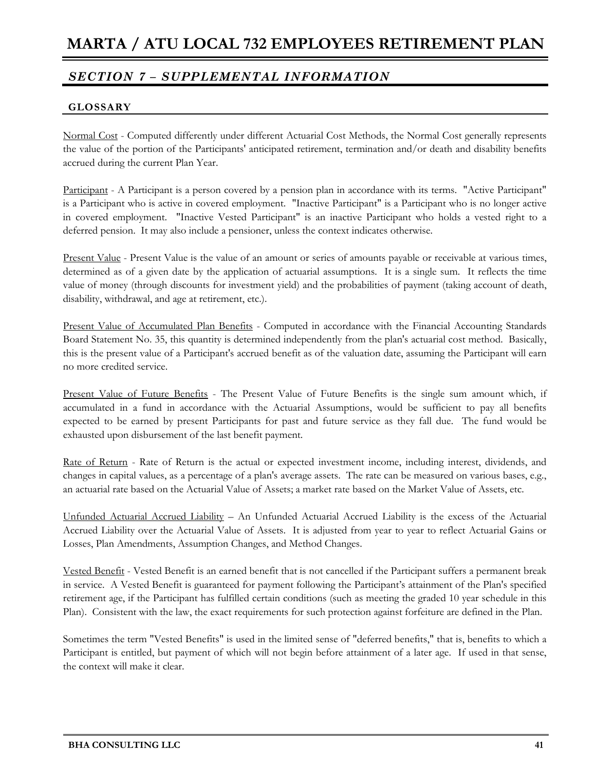# MARTA / ATU LOCAL 732 EMPLOYEES RETIREMENT PLAN

## *SECTION 7 – SUPPLEMENTAL INFORMATION*

### GLOSSARY

Normal Cost - Computed differently under different Actuarial Cost Methods, the Normal Cost generally represents the value of the portion of the Participants' anticipated retirement, termination and/or death and disability benefits accrued during the current Plan Year.

Participant - A Participant is a person covered by a pension plan in accordance with its terms. "Active Participant" is a Participant who is active in covered employment. "Inactive Participant" is a Participant who is no longer active in covered employment. "Inactive Vested Participant" is an inactive Participant who holds a vested right to a deferred pension. It may also include a pensioner, unless the context indicates otherwise.

Present Value - Present Value is the value of an amount or series of amounts payable or receivable at various times, determined as of a given date by the application of actuarial assumptions. It is a single sum. It reflects the time value of money (through discounts for investment yield) and the probabilities of payment (taking account of death, disability, withdrawal, and age at retirement, etc.).

Present Value of Accumulated Plan Benefits - Computed in accordance with the Financial Accounting Standards Board Statement No. 35, this quantity is determined independently from the plan's actuarial cost method. Basically, this is the present value of a Participant's accrued benefit as of the valuation date, assuming the Participant will earn no more credited service.

Present Value of Future Benefits - The Present Value of Future Benefits is the single sum amount which, if accumulated in a fund in accordance with the Actuarial Assumptions, would be sufficient to pay all benefits expected to be earned by present Participants for past and future service as they fall due. The fund would be exhausted upon disbursement of the last benefit payment.

Rate of Return - Rate of Return is the actual or expected investment income, including interest, dividends, and changes in capital values, as a percentage of a plan's average assets. The rate can be measured on various bases, e.g., an actuarial rate based on the Actuarial Value of Assets; a market rate based on the Market Value of Assets, etc.

Unfunded Actuarial Accrued Liability – An Unfunded Actuarial Accrued Liability is the excess of the Actuarial Accrued Liability over the Actuarial Value of Assets. It is adjusted from year to year to reflect Actuarial Gains or Losses, Plan Amendments, Assumption Changes, and Method Changes.

Vested Benefit - Vested Benefit is an earned benefit that is not cancelled if the Participant suffers a permanent break in service. A Vested Benefit is guaranteed for payment following the Participant's attainment of the Plan's specified retirement age, if the Participant has fulfilled certain conditions (such as meeting the graded 10 year schedule in this Plan). Consistent with the law, the exact requirements for such protection against forfeiture are defined in the Plan.

Sometimes the term "Vested Benefits" is used in the limited sense of "deferred benefits," that is, benefits to which a Participant is entitled, but payment of which will not begin before attainment of a later age. If used in that sense, the context will make it clear.